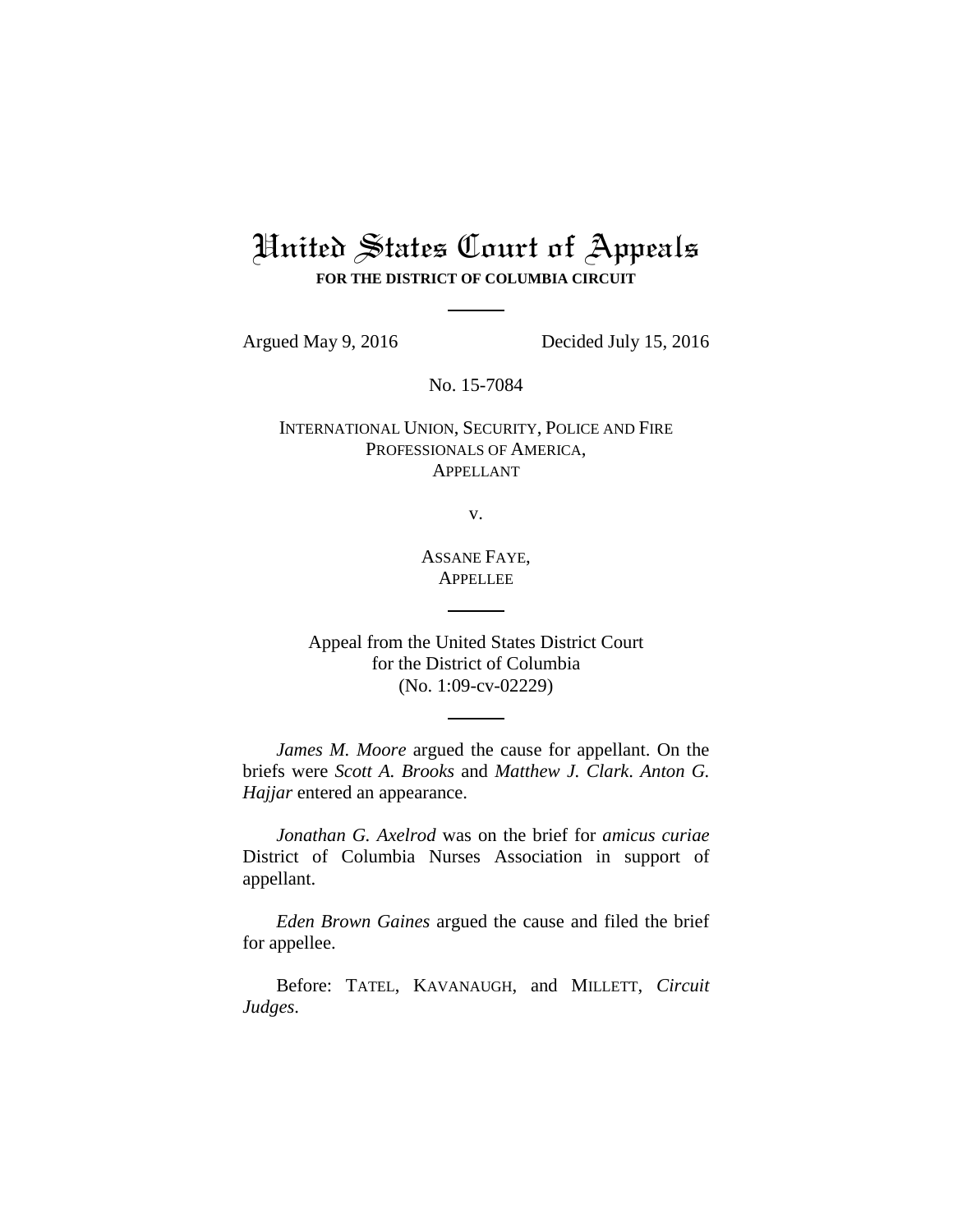# United States Court of Appeals

**FOR THE DISTRICT OF COLUMBIA CIRCUIT**

Argued May 9, 2016 Decided July 15, 2016

No. 15-7084

INTERNATIONAL UNION, SECURITY, POLICE AND FIRE PROFESSIONALS OF AMERICA,
APPELLANT

v.

ASSANE FAYE,
APPELLEE

Appeal from the United States District Court
for the District of Columbia
(No. 1:09-cv-02229)

*James M. Moore* argued the cause for appellant. On the briefs were *Scott A. Brooks* and *Matthew J. Clark*. *Anton G. Hajjar* entered an appearance.

*Jonathan G. Axelrod* was on the brief for *amicus curiae* District of Columbia Nurses Association in support of appellant.

*Eden Brown Gaines* argued the cause and filed the brief for appellee.

Before: TATEL, KAVANAUGH, and MILLETT, *Circuit Judges*.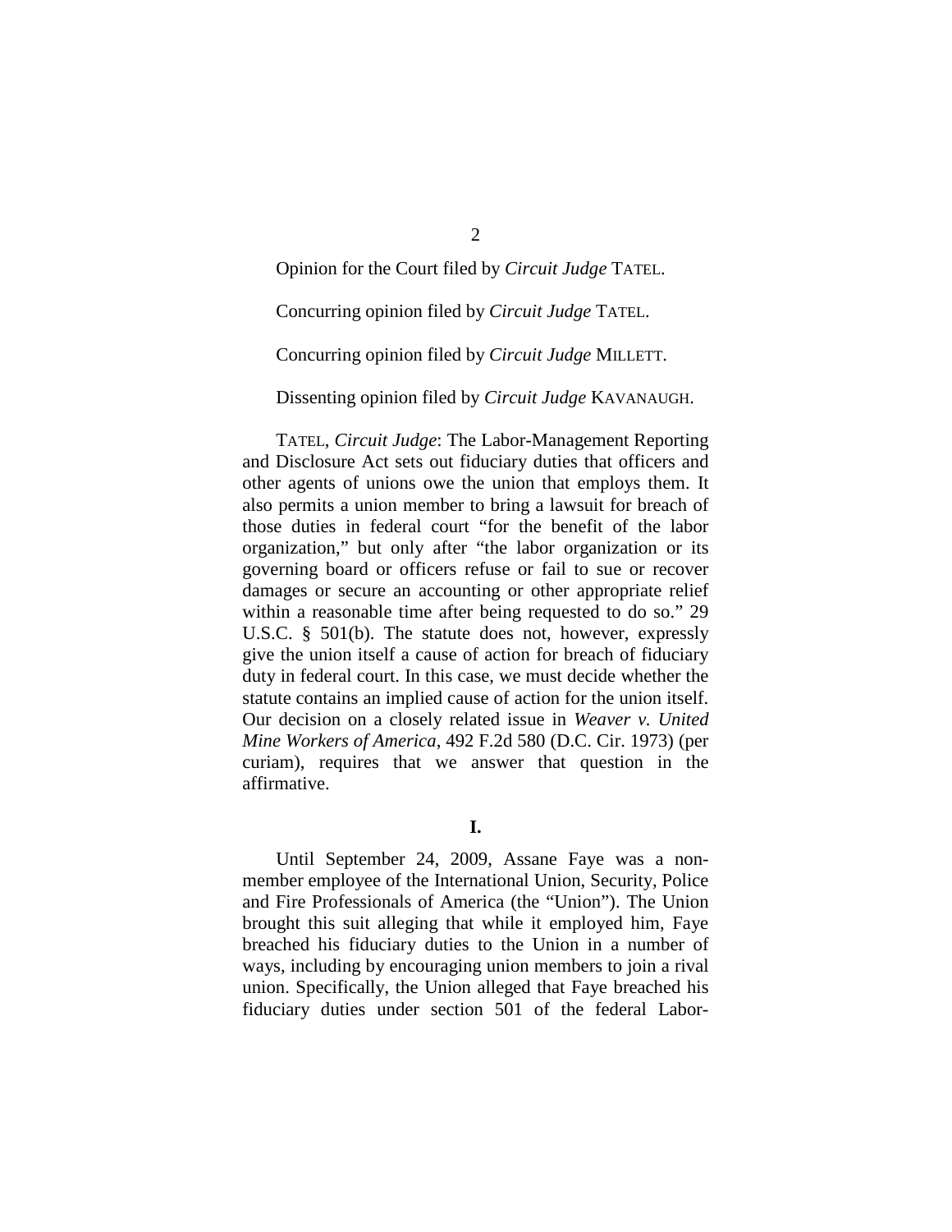Opinion for the Court filed by *Circuit Judge* TATEL.

Concurring opinion filed by *Circuit Judge* TATEL.

Concurring opinion filed by *Circuit Judge* MILLETT.

Dissenting opinion filed by *Circuit Judge* KAVANAUGH.

TATEL, *Circuit Judge*: The Labor-Management Reporting and Disclosure Act sets out fiduciary duties that officers and other agents of unions owe the union that employs them. It also permits a union member to bring a lawsuit for breach of those duties in federal court "for the benefit of the labor organization," but only after "the labor organization or its governing board or officers refuse or fail to sue or recover damages or secure an accounting or other appropriate relief within a reasonable time after being requested to do so." 29 U.S.C. § 501(b). The statute does not, however, expressly give the union itself a cause of action for breach of fiduciary duty in federal court. In this case, we must decide whether the statute contains an implied cause of action for the union itself. Our decision on a closely related issue in *Weaver v. United Mine Workers of America*, 492 F.2d 580 (D.C. Cir. 1973) (per curiam), requires that we answer that question in the affirmative.

## I.

Until September 24, 2009, Assane Faye was a non-member employee of the International Union, Security, Police and Fire Professionals of America (the "Union"). The Union brought this suit alleging that while it employed him, Faye breached his fiduciary duties to the Union in a number of ways, including by encouraging union members to join a rival union. Specifically, the Union alleged that Faye breached his fiduciary duties under section 501 of the federal Labor-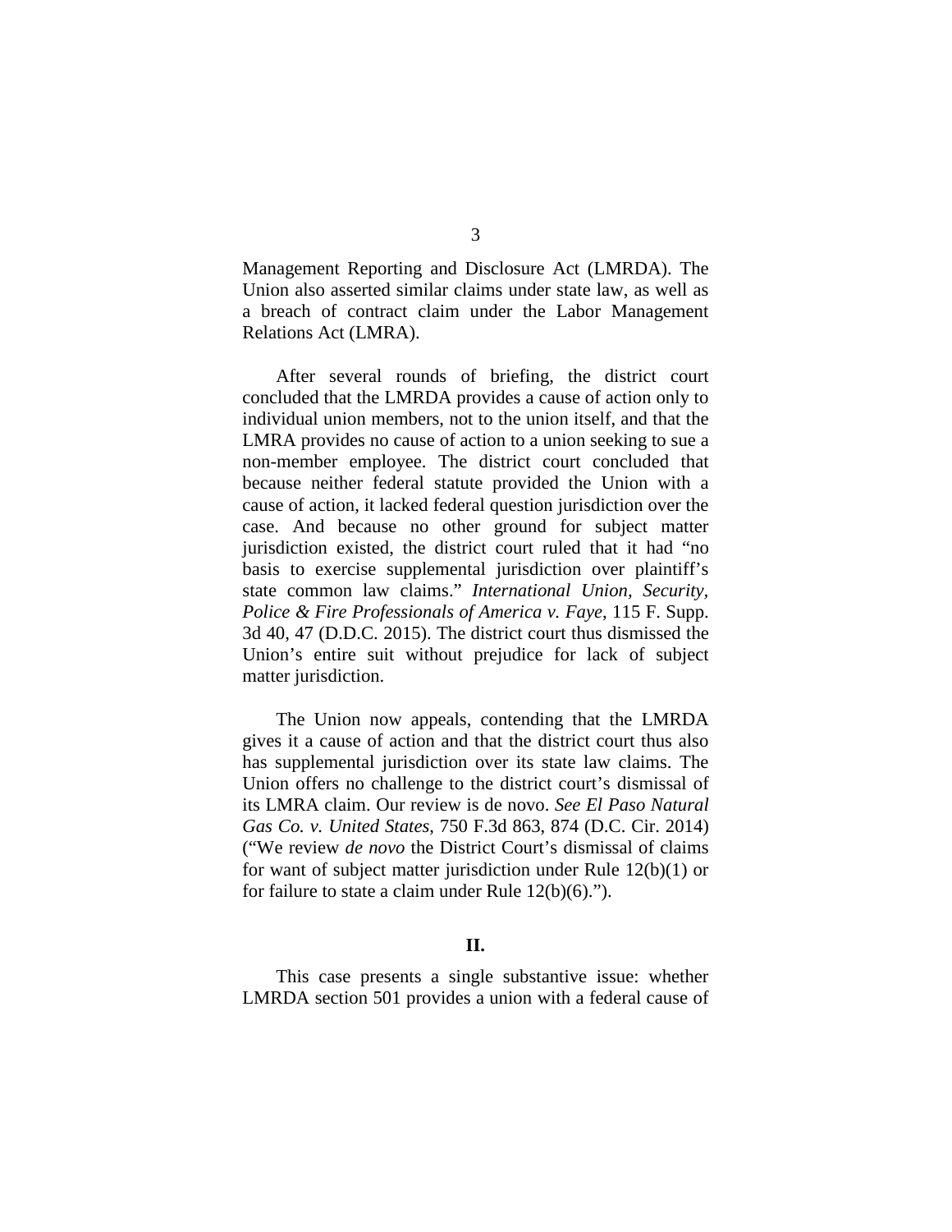Management Reporting and Disclosure Act (LMRDA). The Union also asserted similar claims under state law, as well as a breach of contract claim under the Labor Management Relations Act (LMRA).

After several rounds of briefing, the district court concluded that the LMRDA provides a cause of action only to individual union members, not to the union itself, and that the LMRA provides no cause of action to a union seeking to sue a non-member employee. The district court concluded that because neither federal statute provided the Union with a cause of action, it lacked federal question jurisdiction over the case. And because no other ground for subject matter jurisdiction existed, the district court ruled that it had "no basis to exercise supplemental jurisdiction over plaintiff's state common law claims." *International Union, Security, Police & Fire Professionals of America v. Faye*, 115 F. Supp. 3d 40, 47 (D.D.C. 2015). The district court thus dismissed the Union's entire suit without prejudice for lack of subject matter jurisdiction.

The Union now appeals, contending that the LMRDA gives it a cause of action and that the district court thus also has supplemental jurisdiction over its state law claims. The Union offers no challenge to the district court's dismissal of its LMRA claim. Our review is de novo. *See El Paso Natural Gas Co. v. United States*, 750 F.3d 863, 874 (D.C. Cir. 2014) ("We review *de novo* the District Court's dismissal of claims for want of subject matter jurisdiction under Rule 12(b)(1) or for failure to state a claim under Rule 12(b)(6).").

## II.

This case presents a single substantive issue: whether LMRDA section 501 provides a union with a federal cause of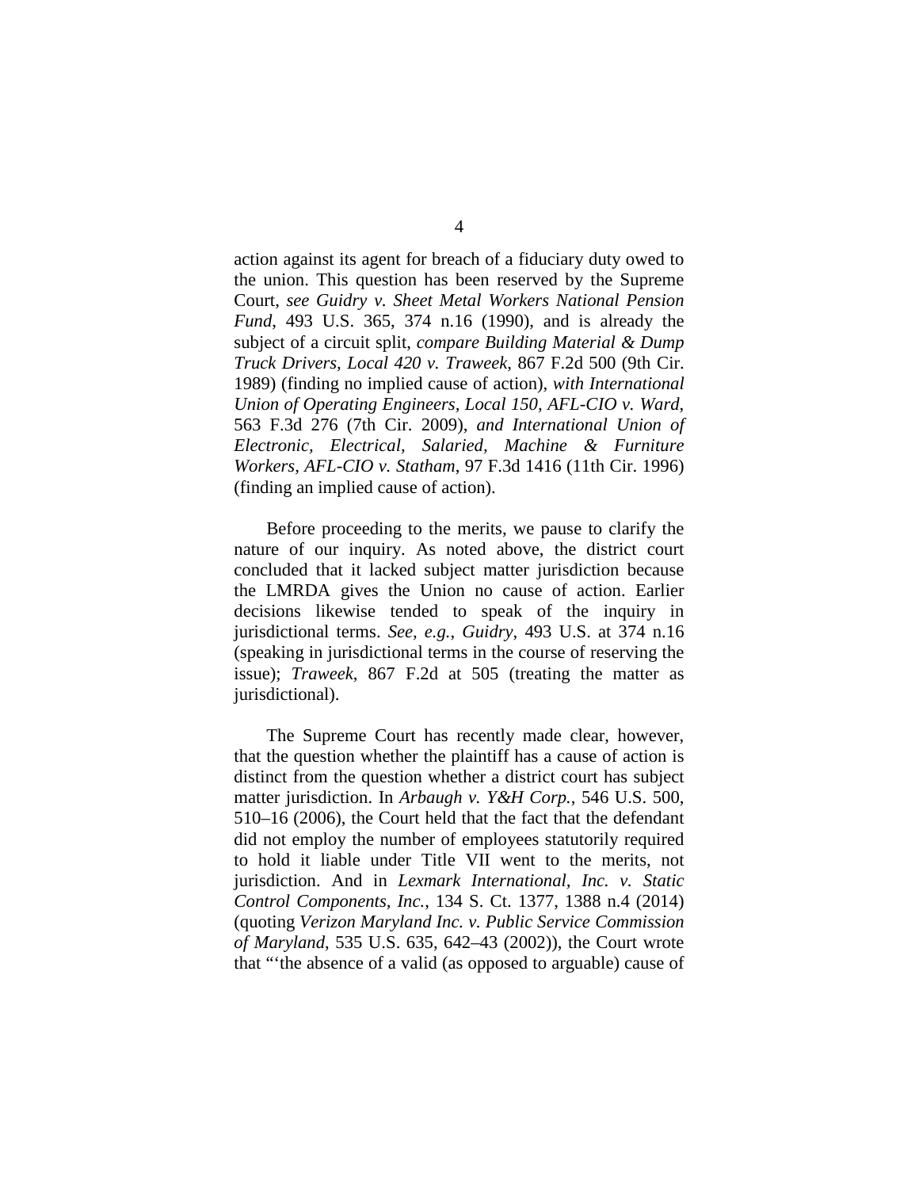action against its agent for breach of a fiduciary duty owed to the union. This question has been reserved by the Supreme Court, *see Guidry v. Sheet Metal Workers National Pension Fund*, 493 U.S. 365, 374 n.16 (1990), and is already the subject of a circuit split, *compare Building Material & Dump Truck Drivers, Local 420 v. Traweek*, 867 F.2d 500 (9th Cir. 1989) (finding no implied cause of action), *with International Union of Operating Engineers, Local 150, AFL-CIO v. Ward*, 563 F.3d 276 (7th Cir. 2009), *and International Union of Electronic, Electrical, Salaried, Machine & Furniture Workers, AFL-CIO v. Statham*, 97 F.3d 1416 (11th Cir. 1996) (finding an implied cause of action).

Before proceeding to the merits, we pause to clarify the nature of our inquiry. As noted above, the district court concluded that it lacked subject matter jurisdiction because the LMRDA gives the Union no cause of action. Earlier decisions likewise tended to speak of the inquiry in jurisdictional terms. *See, e.g.*, *Guidry*, 493 U.S. at 374 n.16 (speaking in jurisdictional terms in the course of reserving the issue); *Traweek*, 867 F.2d at 505 (treating the matter as jurisdictional).

The Supreme Court has recently made clear, however, that the question whether the plaintiff has a cause of action is distinct from the question whether a district court has subject matter jurisdiction. In *Arbaugh v. Y&H Corp.*, 546 U.S. 500, 510–16 (2006), the Court held that the fact that the defendant did not employ the number of employees statutorily required to hold it liable under Title VII went to the merits, not jurisdiction. And in *Lexmark International, Inc. v. Static Control Components, Inc.*, 134 S. Ct. 1377, 1388 n.4 (2014) (quoting *Verizon Maryland Inc. v. Public Service Commission of Maryland*, 535 U.S. 635, 642–43 (2002)), the Court wrote that "'the absence of a valid (as opposed to arguable) cause of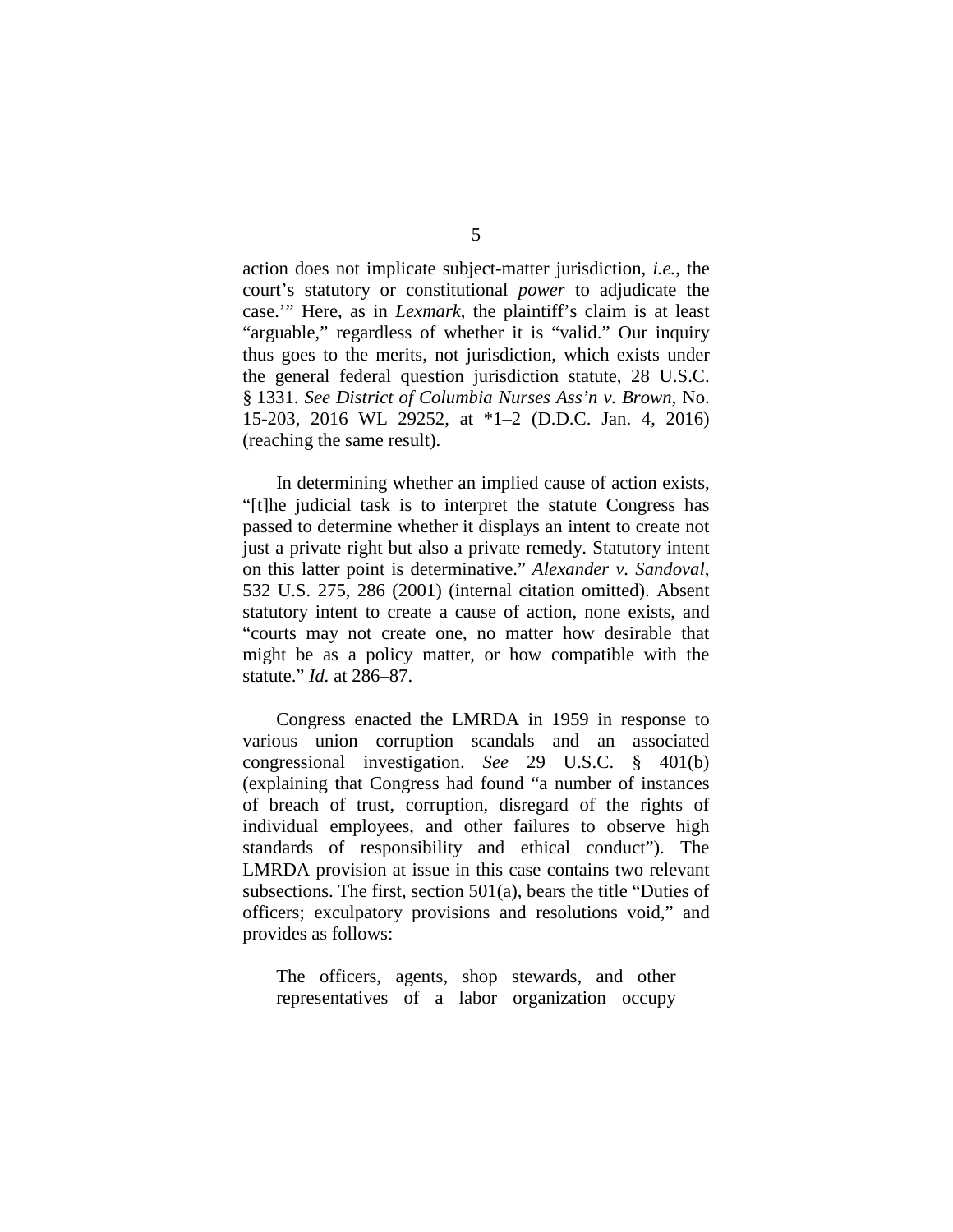action does not implicate subject-matter jurisdiction, *i.e.*, the court's statutory or constitutional *power* to adjudicate the case.'" Here, as in *Lexmark*, the plaintiff's claim is at least "arguable," regardless of whether it is "valid." Our inquiry thus goes to the merits, not jurisdiction, which exists under the general federal question jurisdiction statute, 28 U.S.C. § 1331. *See District of Columbia Nurses Ass'n v. Brown*, No. 15-203, 2016 WL 29252, at *1–2 (D.D.C. Jan. 4, 2016) (reaching the same result).

In determining whether an implied cause of action exists, "[t]he judicial task is to interpret the statute Congress has passed to determine whether it displays an intent to create not just a private right but also a private remedy. Statutory intent on this latter point is determinative." *Alexander v. Sandoval*, 532 U.S. 275, 286 (2001) (internal citation omitted). Absent statutory intent to create a cause of action, none exists, and "courts may not create one, no matter how desirable that might be as a policy matter, or how compatible with the statute." *Id.* at 286–87.

Congress enacted the LMRDA in 1959 in response to various union corruption scandals and an associated congressional investigation. *See* 29 U.S.C. § 401(b) (explaining that Congress had found "a number of instances of breach of trust, corruption, disregard of the rights of individual employees, and other failures to observe high standards of responsibility and ethical conduct"). The LMRDA provision at issue in this case contains two relevant subsections. The first, section 501(a), bears the title "Duties of officers; exculpatory provisions and resolutions void," and provides as follows:

> The officers, agents, shop stewards, and other representatives of a labor organization occupy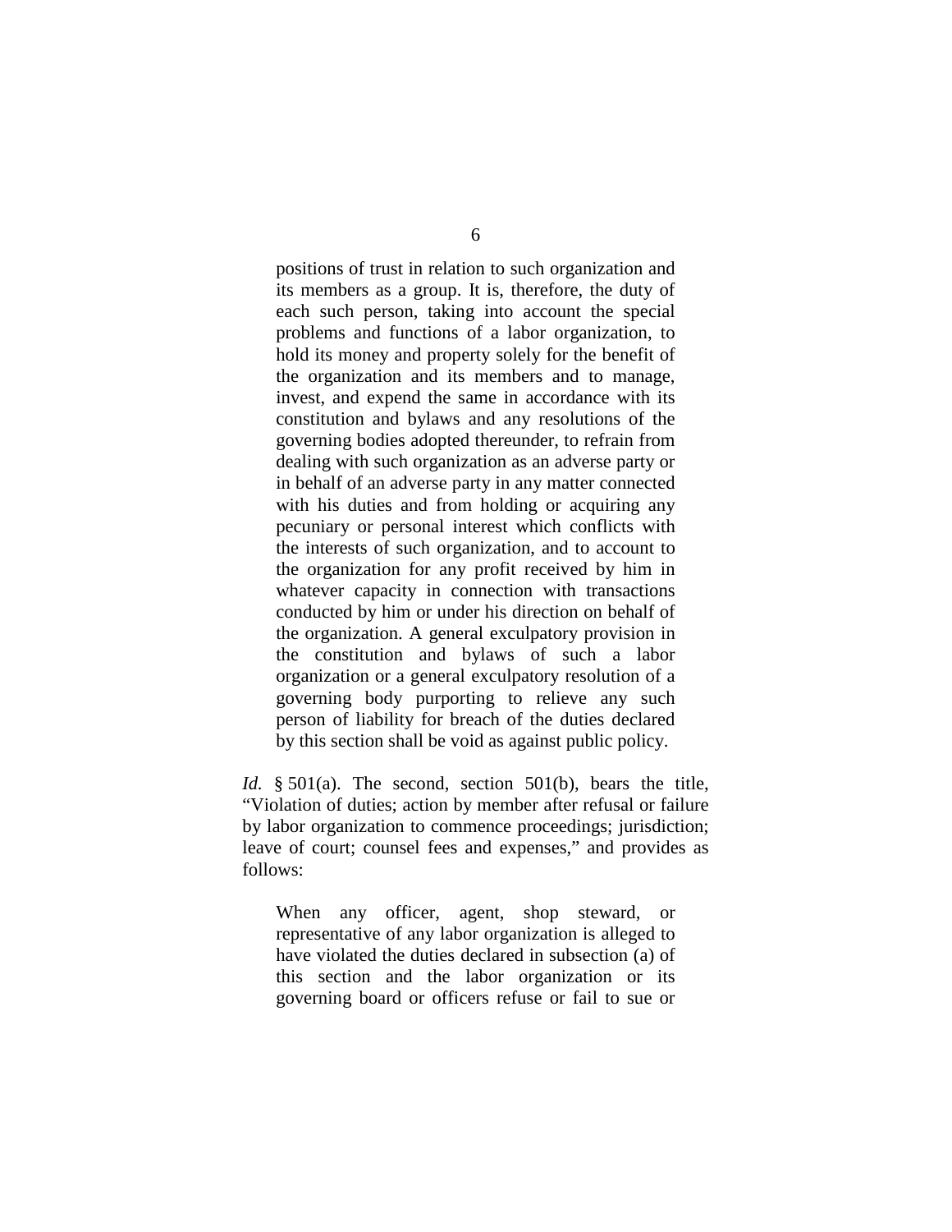> positions of trust in relation to such organization and its members as a group. It is, therefore, the duty of each such person, taking into account the special problems and functions of a labor organization, to hold its money and property solely for the benefit of the organization and its members and to manage, invest, and expend the same in accordance with its constitution and bylaws and any resolutions of the governing bodies adopted thereunder, to refrain from dealing with such organization as an adverse party or in behalf of an adverse party in any matter connected with his duties and from holding or acquiring any pecuniary or personal interest which conflicts with the interests of such organization, and to account to the organization for any profit received by him in whatever capacity in connection with transactions conducted by him or under his direction on behalf of the organization. A general exculpatory provision in the constitution and bylaws of such a labor organization or a general exculpatory resolution of a governing body purporting to relieve any such person of liability for breach of the duties declared by this section shall be void as against public policy.

*Id.* § 501(a). The second, section 501(b), bears the title, "Violation of duties; action by member after refusal or failure by labor organization to commence proceedings; jurisdiction; leave of court; counsel fees and expenses," and provides as follows:

> When any officer, agent, shop steward, or representative of any labor organization is alleged to have violated the duties declared in subsection (a) of this section and the labor organization or its governing board or officers refuse or fail to sue or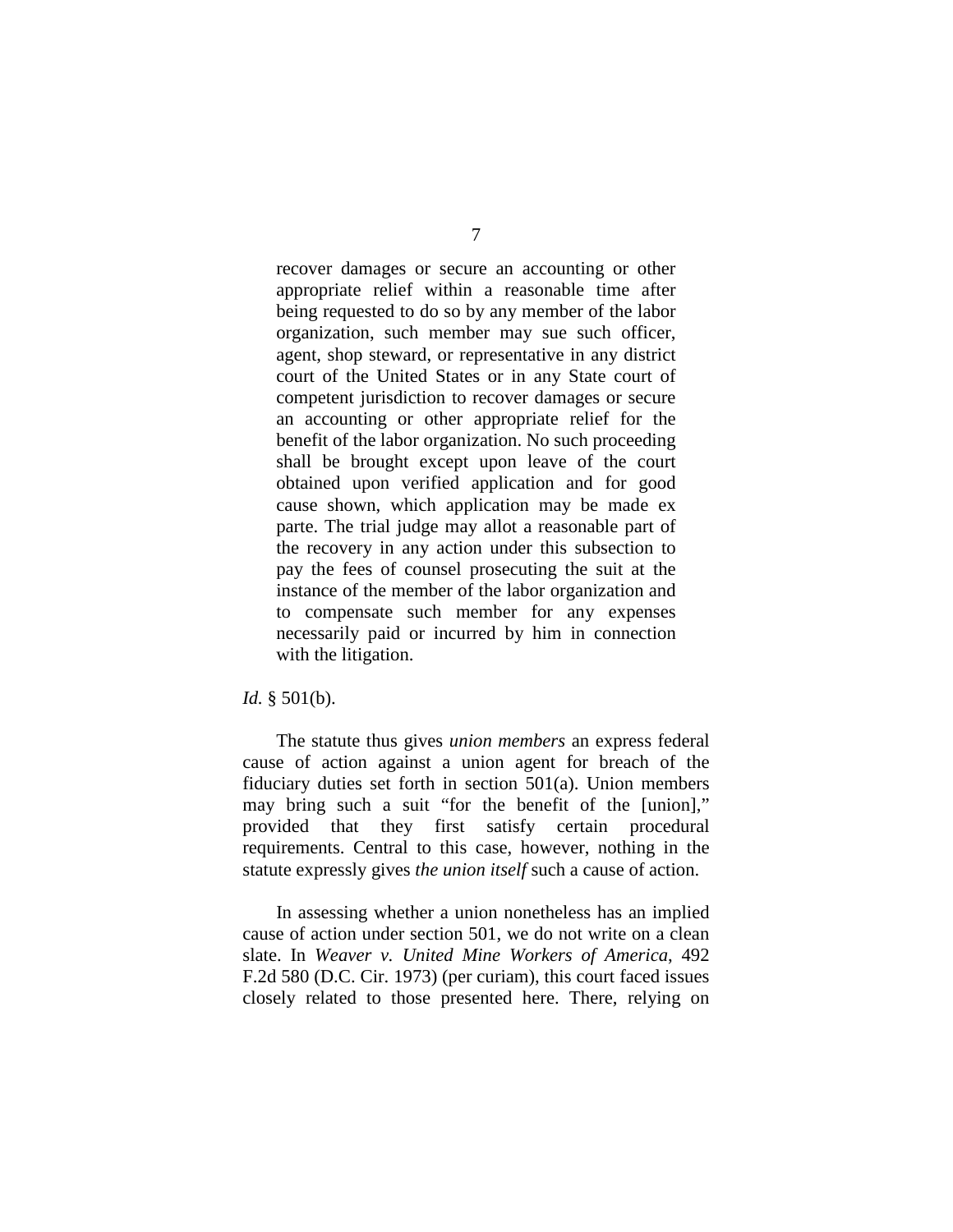> recover damages or secure an accounting or other appropriate relief within a reasonable time after being requested to do so by any member of the labor organization, such member may sue such officer, agent, shop steward, or representative in any district court of the United States or in any State court of competent jurisdiction to recover damages or secure an accounting or other appropriate relief for the benefit of the labor organization. No such proceeding shall be brought except upon leave of the court obtained upon verified application and for good cause shown, which application may be made ex parte. The trial judge may allot a reasonable part of the recovery in any action under this subsection to pay the fees of counsel prosecuting the suit at the instance of the member of the labor organization and to compensate such member for any expenses necessarily paid or incurred by him in connection with the litigation.

*Id.* § 501(b).

The statute thus gives *union members* an express federal cause of action against a union agent for breach of the fiduciary duties set forth in section 501(a). Union members may bring such a suit "for the benefit of the [union]," provided that they first satisfy certain procedural requirements. Central to this case, however, nothing in the statute expressly gives *the union itself* such a cause of action.

In assessing whether a union nonetheless has an implied cause of action under section 501, we do not write on a clean slate. In *Weaver v. United Mine Workers of America*, 492 F.2d 580 (D.C. Cir. 1973) (per curiam), this court faced issues closely related to those presented here. There, relying on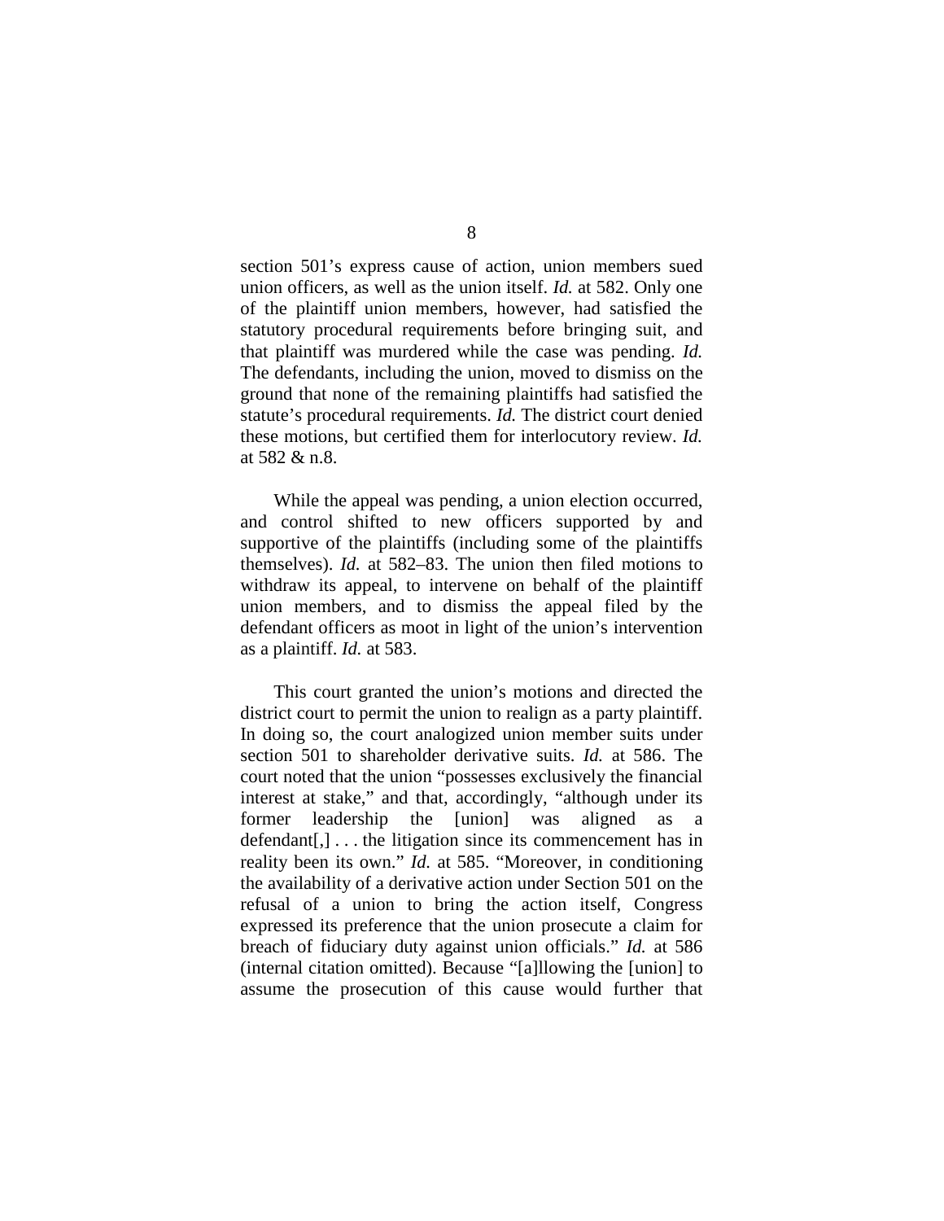section 501's express cause of action, union members sued union officers, as well as the union itself. *Id.* at 582. Only one of the plaintiff union members, however, had satisfied the statutory procedural requirements before bringing suit, and that plaintiff was murdered while the case was pending. *Id.* The defendants, including the union, moved to dismiss on the ground that none of the remaining plaintiffs had satisfied the statute's procedural requirements. *Id.* The district court denied these motions, but certified them for interlocutory review. *Id.* at 582 & n.8.

While the appeal was pending, a union election occurred, and control shifted to new officers supported by and supportive of the plaintiffs (including some of the plaintiffs themselves). *Id.* at 582–83. The union then filed motions to withdraw its appeal, to intervene on behalf of the plaintiff union members, and to dismiss the appeal filed by the defendant officers as moot in light of the union's intervention as a plaintiff. *Id.* at 583.

This court granted the union's motions and directed the district court to permit the union to realign as a party plaintiff. In doing so, the court analogized union member suits under section 501 to shareholder derivative suits. *Id.* at 586. The court noted that the union "possesses exclusively the financial interest at stake," and that, accordingly, "although under its former leadership the [union] was aligned as a defendant[,] . . . the litigation since its commencement has in reality been its own." *Id.* at 585. "Moreover, in conditioning the availability of a derivative action under Section 501 on the refusal of a union to bring the action itself, Congress expressed its preference that the union prosecute a claim for breach of fiduciary duty against union officials." *Id.* at 586 (internal citation omitted). Because "[a]llowing the [union] to assume the prosecution of this cause would further that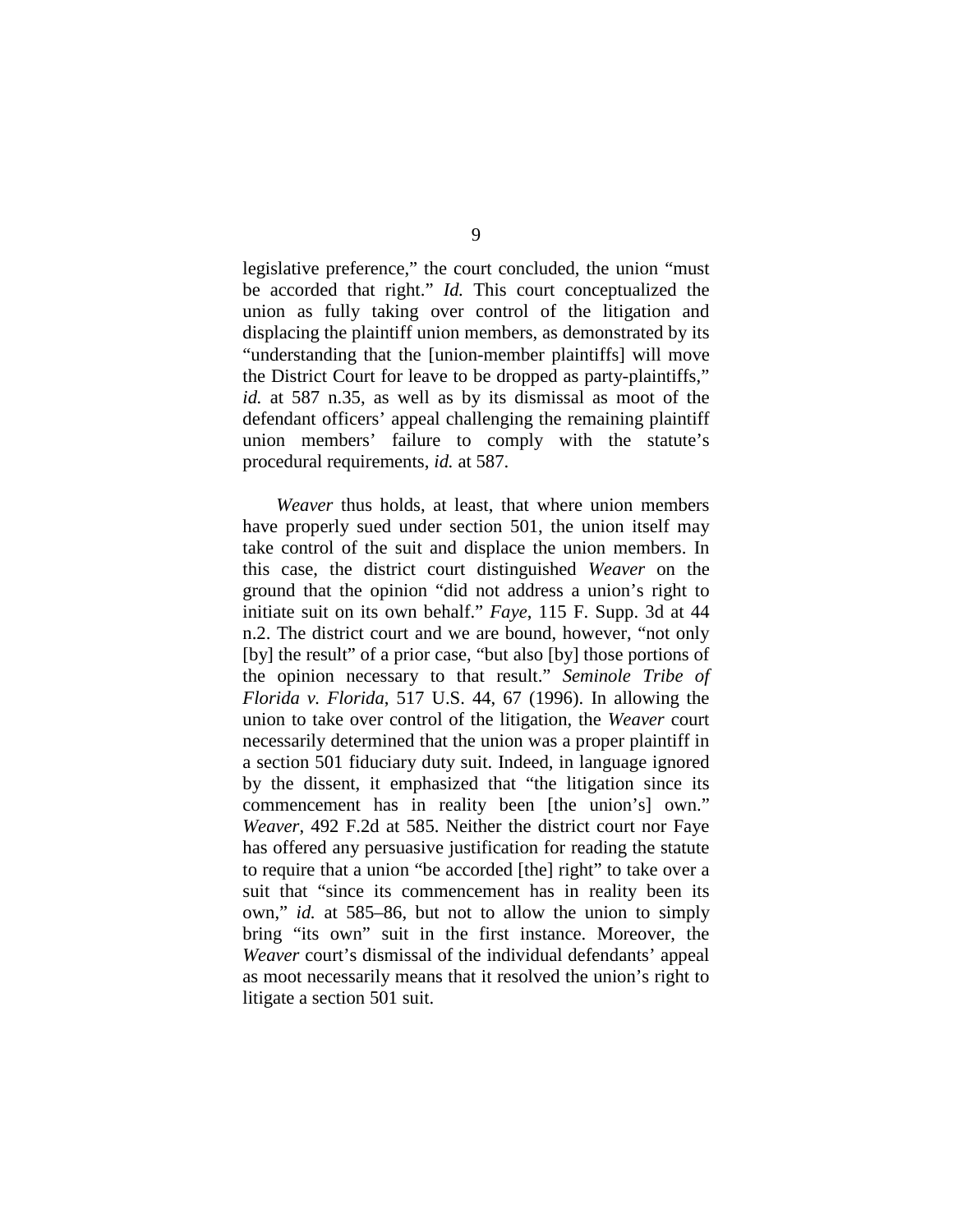legislative preference," the court concluded, the union "must be accorded that right." *Id.* This court conceptualized the union as fully taking over control of the litigation and displacing the plaintiff union members, as demonstrated by its "understanding that the [union-member plaintiffs] will move the District Court for leave to be dropped as party-plaintiffs," *id.* at 587 n.35, as well as by its dismissal as moot of the defendant officers' appeal challenging the remaining plaintiff union members' failure to comply with the statute's procedural requirements, *id.* at 587.

*Weaver* thus holds, at least, that where union members have properly sued under section 501, the union itself may take control of the suit and displace the union members. In this case, the district court distinguished *Weaver* on the ground that the opinion "did not address a union's right to initiate suit on its own behalf." *Faye*, 115 F. Supp. 3d at 44 n.2. The district court and we are bound, however, "not only [by] the result" of a prior case, "but also [by] those portions of the opinion necessary to that result." *Seminole Tribe of Florida v. Florida*, 517 U.S. 44, 67 (1996). In allowing the union to take over control of the litigation, the *Weaver* court necessarily determined that the union was a proper plaintiff in a section 501 fiduciary duty suit. Indeed, in language ignored by the dissent, it emphasized that "the litigation since its commencement has in reality been [the union's] own." *Weaver*, 492 F.2d at 585. Neither the district court nor Faye has offered any persuasive justification for reading the statute to require that a union "be accorded [the] right" to take over a suit that "since its commencement has in reality been its own," *id.* at 585–86, but not to allow the union to simply bring "its own" suit in the first instance. Moreover, the *Weaver* court's dismissal of the individual defendants' appeal as moot necessarily means that it resolved the union's right to litigate a section 501 suit.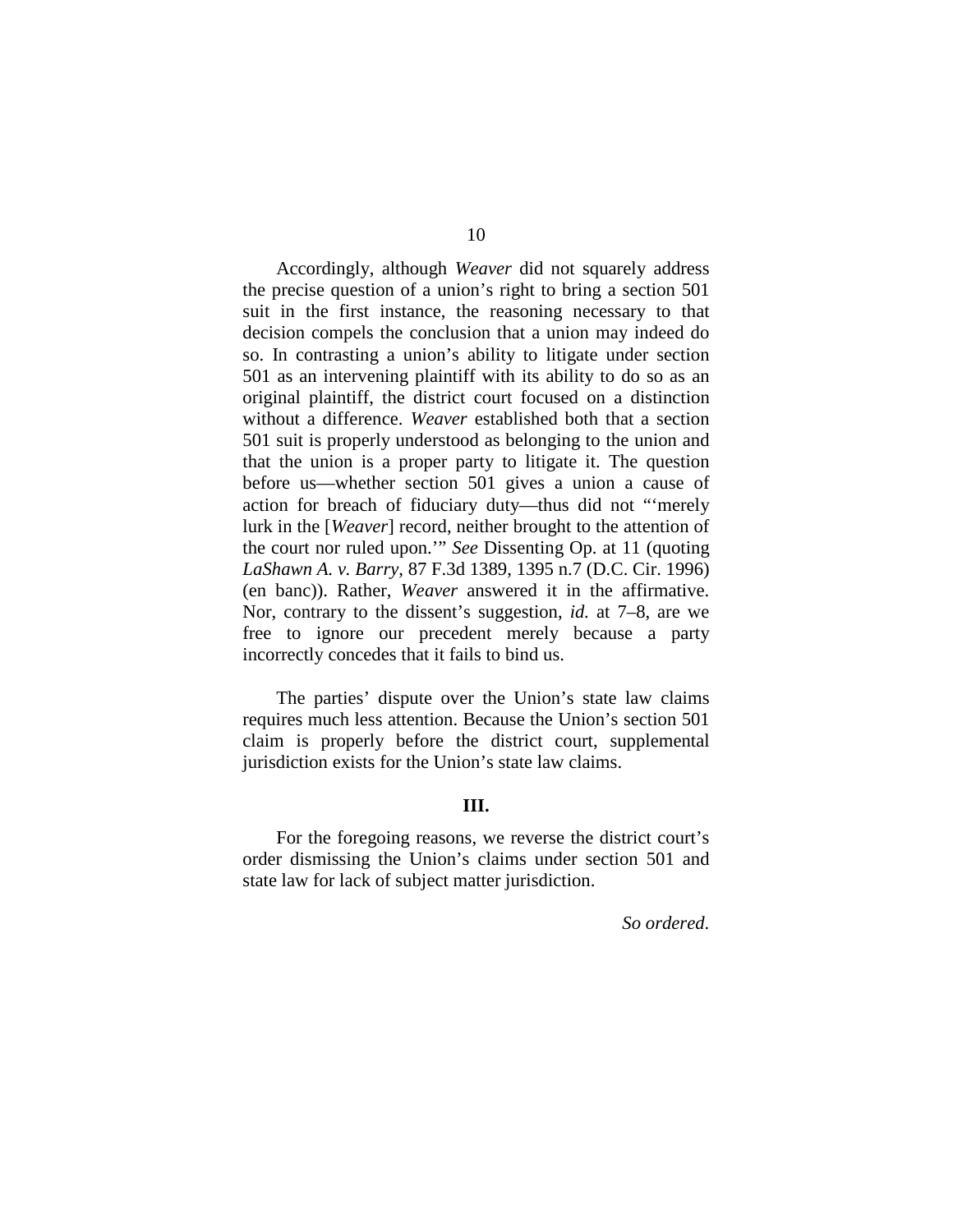Accordingly, although *Weaver* did not squarely address the precise question of a union's right to bring a section 501 suit in the first instance, the reasoning necessary to that decision compels the conclusion that a union may indeed do so. In contrasting a union's ability to litigate under section 501 as an intervening plaintiff with its ability to do so as an original plaintiff, the district court focused on a distinction without a difference. *Weaver* established both that a section 501 suit is properly understood as belonging to the union and that the union is a proper party to litigate it. The question before us—whether section 501 gives a union a cause of action for breach of fiduciary duty—thus did not "'merely lurk in the [*Weaver*] record, neither brought to the attention of the court nor ruled upon.'" *See* Dissenting Op. at 11 (quoting *LaShawn A. v. Barry*, 87 F.3d 1389, 1395 n.7 (D.C. Cir. 1996) (en banc)). Rather, *Weaver* answered it in the affirmative. Nor, contrary to the dissent's suggestion, *id.* at 7–8, are we free to ignore our precedent merely because a party incorrectly concedes that it fails to bind us.

The parties' dispute over the Union's state law claims requires much less attention. Because the Union's section 501 claim is properly before the district court, supplemental jurisdiction exists for the Union's state law claims.

### III.

For the foregoing reasons, we reverse the district court's order dismissing the Union's claims under section 501 and state law for lack of subject matter jurisdiction.

*So ordered.*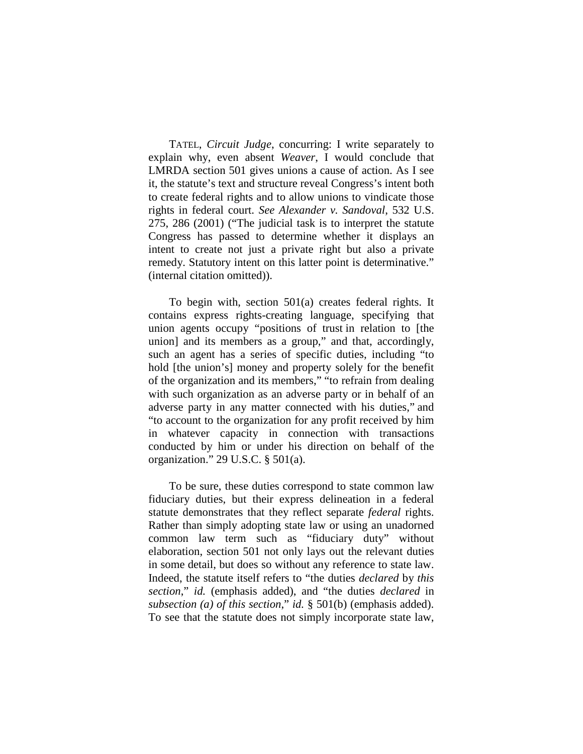TATEL, *Circuit Judge*, concurring: I write separately to explain why, even absent *Weaver*, I would conclude that LMRDA section 501 gives unions a cause of action. As I see it, the statute's text and structure reveal Congress's intent both to create federal rights and to allow unions to vindicate those rights in federal court. *See Alexander v. Sandoval*, 532 U.S. 275, 286 (2001) ("The judicial task is to interpret the statute Congress has passed to determine whether it displays an intent to create not just a private right but also a private remedy. Statutory intent on this latter point is determinative." (internal citation omitted)).

To begin with, section 501(a) creates federal rights. It contains express rights-creating language, specifying that union agents occupy "positions of trust in relation to [the union] and its members as a group," and that, accordingly, such an agent has a series of specific duties, including "to hold [the union's] money and property solely for the benefit of the organization and its members," "to refrain from dealing with such organization as an adverse party or in behalf of an adverse party in any matter connected with his duties," and "to account to the organization for any profit received by him in whatever capacity in connection with transactions conducted by him or under his direction on behalf of the organization." 29 U.S.C. § 501(a).

To be sure, these duties correspond to state common law fiduciary duties, but their express delineation in a federal statute demonstrates that they reflect separate *federal* rights. Rather than simply adopting state law or using an unadorned common law term such as "fiduciary duty" without elaboration, section 501 not only lays out the relevant duties in some detail, but does so without any reference to state law. Indeed, the statute itself refers to "the duties *declared* by *this section*," *id.* (emphasis added), and "the duties *declared* in *subsection (a) of this section*," *id.* § 501(b) (emphasis added). To see that the statute does not simply incorporate state law,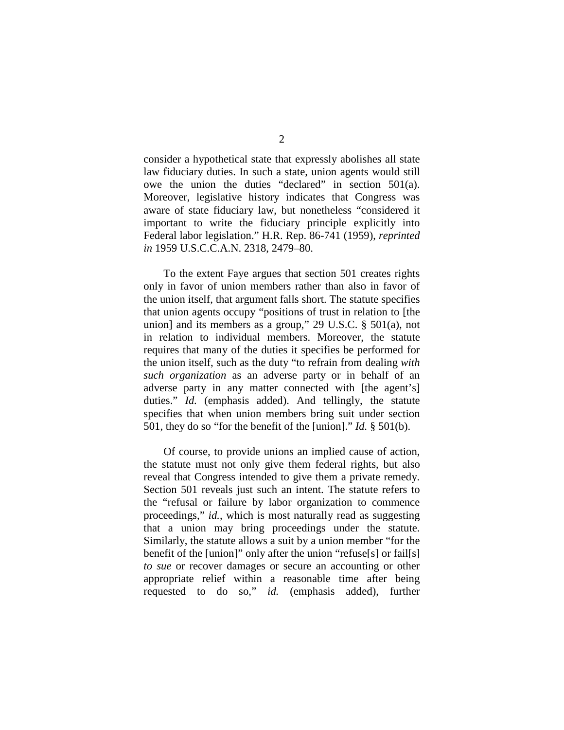consider a hypothetical state that expressly abolishes all state law fiduciary duties. In such a state, union agents would still owe the union the duties "declared" in section 501(a). Moreover, legislative history indicates that Congress was aware of state fiduciary law, but nonetheless "considered it important to write the fiduciary principle explicitly into Federal labor legislation." H.R. Rep. 86-741 (1959), *reprinted in* 1959 U.S.C.C.A.N. 2318, 2479–80.

To the extent Faye argues that section 501 creates rights only in favor of union members rather than also in favor of the union itself, that argument falls short. The statute specifies that union agents occupy "positions of trust in relation to [the union] and its members as a group," 29 U.S.C. § 501(a), not in relation to individual members. Moreover, the statute requires that many of the duties it specifies be performed for the union itself, such as the duty "to refrain from dealing *with such organization* as an adverse party or in behalf of an adverse party in any matter connected with [the agent's] duties." *Id.* (emphasis added). And tellingly, the statute specifies that when union members bring suit under section 501, they do so "for the benefit of the [union]." *Id.* § 501(b).

Of course, to provide unions an implied cause of action, the statute must not only give them federal rights, but also reveal that Congress intended to give them a private remedy. Section 501 reveals just such an intent. The statute refers to the "refusal or failure by labor organization to commence proceedings," *id.*, which is most naturally read as suggesting that a union may bring proceedings under the statute. Similarly, the statute allows a suit by a union member "for the benefit of the [union]" only after the union "refuse[s] or fail[s] *to sue* or recover damages or secure an accounting or other appropriate relief within a reasonable time after being requested to do so," *id.* (emphasis added), further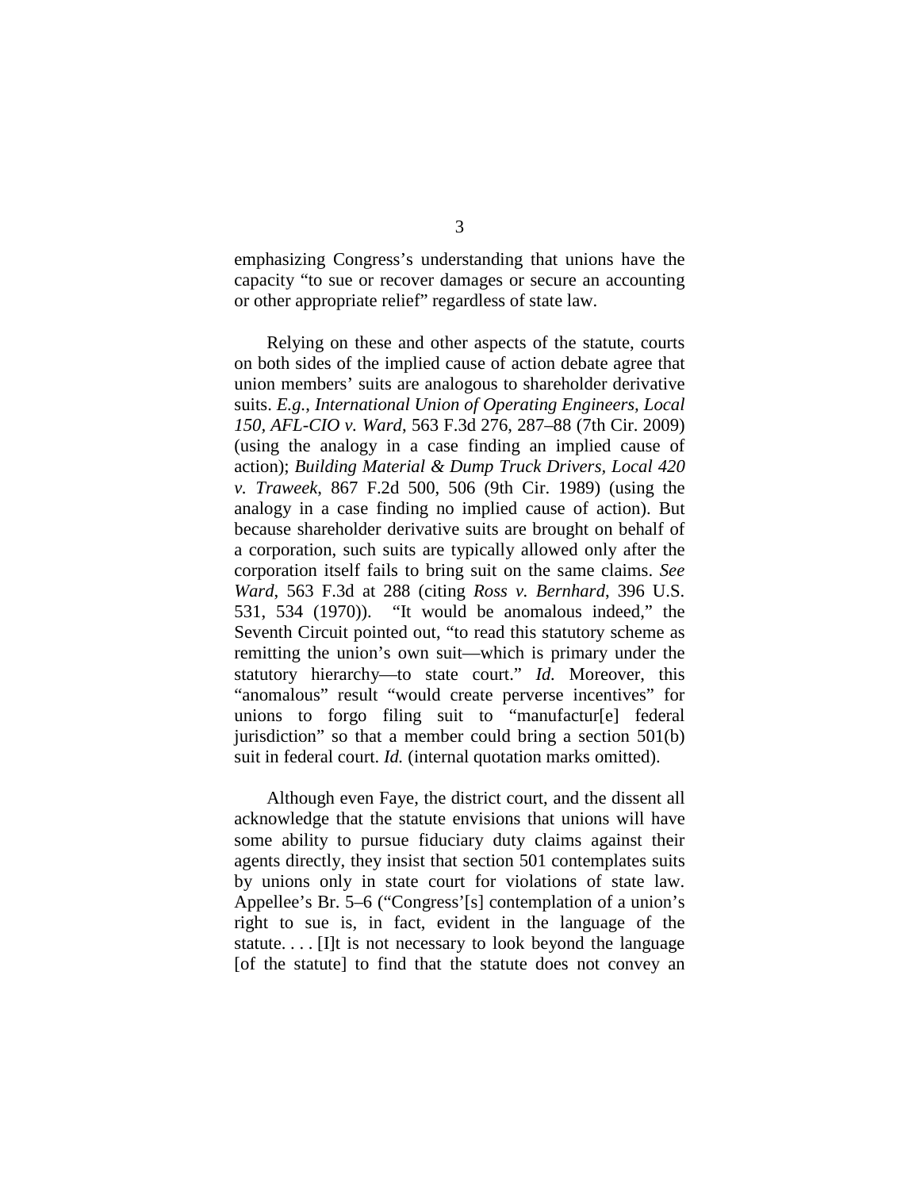emphasizing Congress's understanding that unions have the capacity "to sue or recover damages or secure an accounting or other appropriate relief" regardless of state law.

Relying on these and other aspects of the statute, courts on both sides of the implied cause of action debate agree that union members' suits are analogous to shareholder derivative suits. *E.g.*, *International Union of Operating Engineers, Local 150, AFL-CIO v. Ward*, 563 F.3d 276, 287–88 (7th Cir. 2009) (using the analogy in a case finding an implied cause of action); *Building Material & Dump Truck Drivers, Local 420 v. Traweek*, 867 F.2d 500, 506 (9th Cir. 1989) (using the analogy in a case finding no implied cause of action). But because shareholder derivative suits are brought on behalf of a corporation, such suits are typically allowed only after the corporation itself fails to bring suit on the same claims. *See Ward*, 563 F.3d at 288 (citing *Ross v. Bernhard*, 396 U.S. 531, 534 (1970)). "It would be anomalous indeed," the Seventh Circuit pointed out, "to read this statutory scheme as remitting the union's own suit—which is primary under the statutory hierarchy—to state court." *Id.* Moreover, this "anomalous" result "would create perverse incentives" for unions to forgo filing suit to "manufactur[e] federal jurisdiction" so that a member could bring a section 501(b) suit in federal court. *Id.* (internal quotation marks omitted).

Although even Faye, the district court, and the dissent all acknowledge that the statute envisions that unions will have some ability to pursue fiduciary duty claims against their agents directly, they insist that section 501 contemplates suits by unions only in state court for violations of state law. Appellee's Br. 5–6 ("Congress'[s] contemplation of a union's right to sue is, in fact, evident in the language of the statute. . . . [I]t is not necessary to look beyond the language [of the statute] to find that the statute does not convey an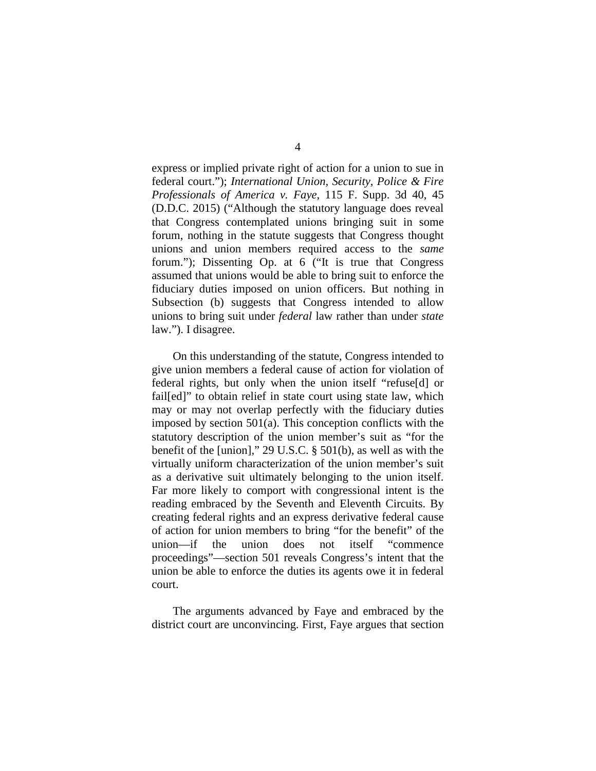express or implied private right of action for a union to sue in federal court."); *International Union, Security, Police & Fire Professionals of America v. Faye*, 115 F. Supp. 3d 40, 45 (D.D.C. 2015) ("Although the statutory language does reveal that Congress contemplated unions bringing suit in some forum, nothing in the statute suggests that Congress thought unions and union members required access to the *same* forum."); Dissenting Op. at 6 ("It is true that Congress assumed that unions would be able to bring suit to enforce the fiduciary duties imposed on union officers. But nothing in Subsection (b) suggests that Congress intended to allow unions to bring suit under *federal* law rather than under *state* law."). I disagree.

On this understanding of the statute, Congress intended to give union members a federal cause of action for violation of federal rights, but only when the union itself "refuse[d] or fail[ed]" to obtain relief in state court using state law, which may or may not overlap perfectly with the fiduciary duties imposed by section 501(a). This conception conflicts with the statutory description of the union member's suit as "for the benefit of the [union]," 29 U.S.C. § 501(b), as well as with the virtually uniform characterization of the union member's suit as a derivative suit ultimately belonging to the union itself. Far more likely to comport with congressional intent is the reading embraced by the Seventh and Eleventh Circuits. By creating federal rights and an express derivative federal cause of action for union members to bring "for the benefit" of the union—if the union does not itself "commence proceedings"—section 501 reveals Congress's intent that the union be able to enforce the duties its agents owe it in federal court.

The arguments advanced by Faye and embraced by the district court are unconvincing. First, Faye argues that section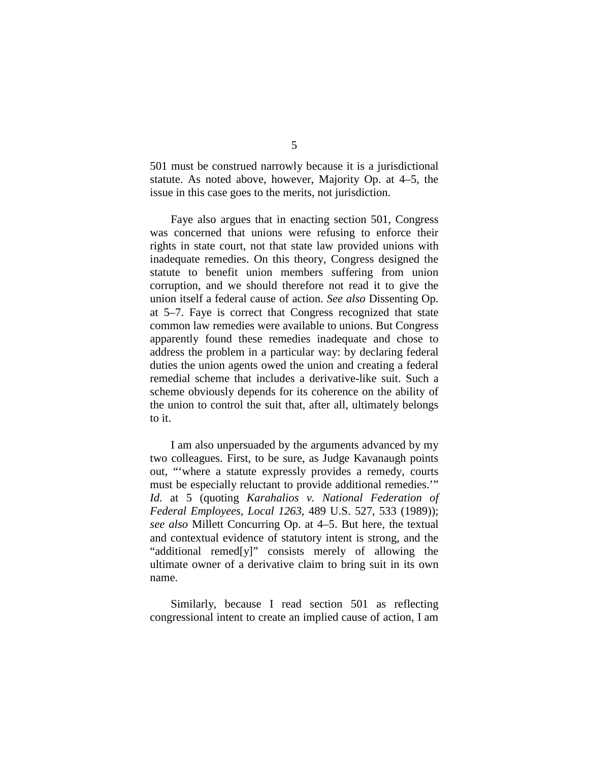501 must be construed narrowly because it is a jurisdictional statute. As noted above, however, Majority Op. at 4–5, the issue in this case goes to the merits, not jurisdiction.

Faye also argues that in enacting section 501, Congress was concerned that unions were refusing to enforce their rights in state court, not that state law provided unions with inadequate remedies. On this theory, Congress designed the statute to benefit union members suffering from union corruption, and we should therefore not read it to give the union itself a federal cause of action. *See also* Dissenting Op. at 5–7. Faye is correct that Congress recognized that state common law remedies were available to unions. But Congress apparently found these remedies inadequate and chose to address the problem in a particular way: by declaring federal duties the union agents owed the union and creating a federal remedial scheme that includes a derivative-like suit. Such a scheme obviously depends for its coherence on the ability of the union to control the suit that, after all, ultimately belongs to it.

I am also unpersuaded by the arguments advanced by my two colleagues. First, to be sure, as Judge Kavanaugh points out, "'where a statute expressly provides a remedy, courts must be especially reluctant to provide additional remedies.'" *Id.* at 5 (quoting *Karahalios v. National Federation of Federal Employees, Local 1263*, 489 U.S. 527, 533 (1989)); *see also* Millett Concurring Op. at 4–5. But here, the textual and contextual evidence of statutory intent is strong, and the "additional remed[y]" consists merely of allowing the ultimate owner of a derivative claim to bring suit in its own name.

Similarly, because I read section 501 as reflecting congressional intent to create an implied cause of action, I am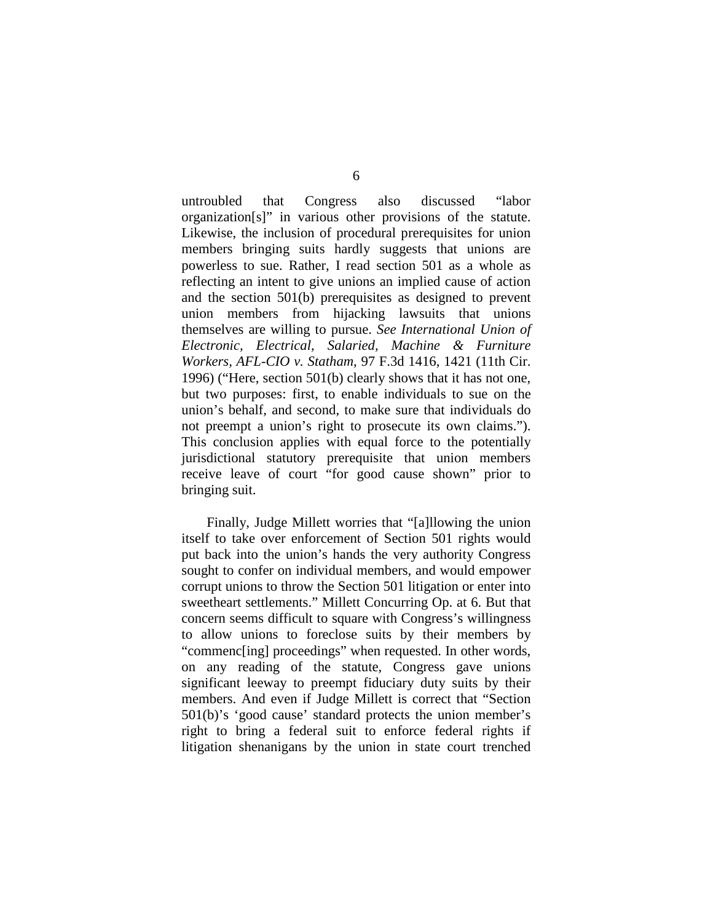untroubled that Congress also discussed "labor organization[s]" in various other provisions of the statute. Likewise, the inclusion of procedural prerequisites for union members bringing suits hardly suggests that unions are powerless to sue. Rather, I read section 501 as a whole as reflecting an intent to give unions an implied cause of action and the section 501(b) prerequisites as designed to prevent union members from hijacking lawsuits that unions themselves are willing to pursue. *See International Union of Electronic, Electrical, Salaried, Machine & Furniture Workers, AFL-CIO v. Statham*, 97 F.3d 1416, 1421 (11th Cir. 1996) ("Here, section 501(b) clearly shows that it has not one, but two purposes: first, to enable individuals to sue on the union's behalf, and second, to make sure that individuals do not preempt a union's right to prosecute its own claims."). This conclusion applies with equal force to the potentially jurisdictional statutory prerequisite that union members receive leave of court "for good cause shown" prior to bringing suit.

Finally, Judge Millett worries that "[a]llowing the union itself to take over enforcement of Section 501 rights would put back into the union's hands the very authority Congress sought to confer on individual members, and would empower corrupt unions to throw the Section 501 litigation or enter into sweetheart settlements." Millett Concurring Op. at 6. But that concern seems difficult to square with Congress's willingness to allow unions to foreclose suits by their members by "commenc[ing] proceedings" when requested. In other words, on any reading of the statute, Congress gave unions significant leeway to preempt fiduciary duty suits by their members. And even if Judge Millett is correct that "Section 501(b)'s 'good cause' standard protects the union member's right to bring a federal suit to enforce federal rights if litigation shenanigans by the union in state court trenched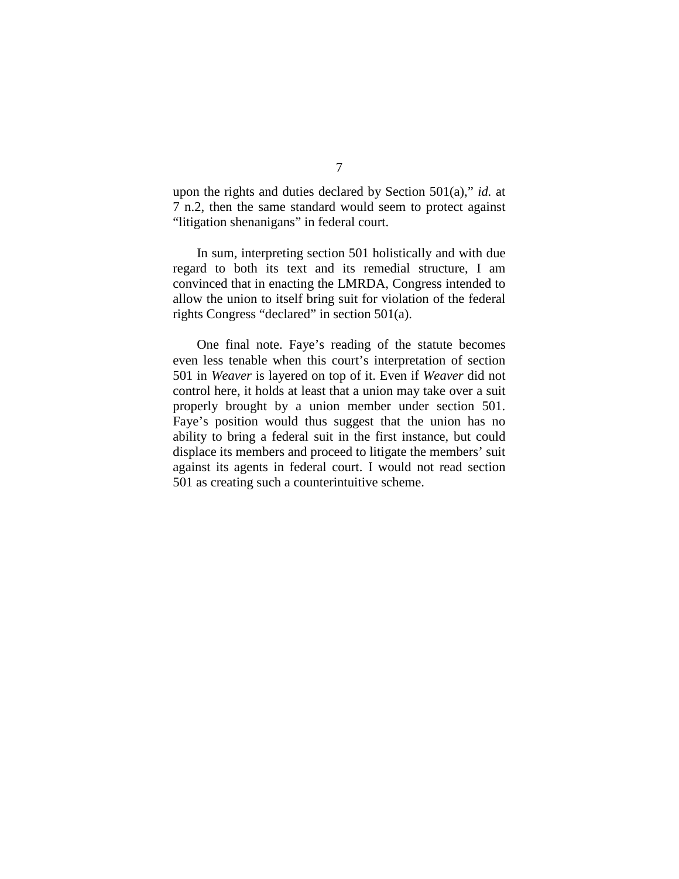upon the rights and duties declared by Section 501(a)," *id.* at 7 n.2, then the same standard would seem to protect against "litigation shenanigans" in federal court.

In sum, interpreting section 501 holistically and with due regard to both its text and its remedial structure, I am convinced that in enacting the LMRDA, Congress intended to allow the union to itself bring suit for violation of the federal rights Congress "declared" in section 501(a).

One final note. Faye's reading of the statute becomes even less tenable when this court's interpretation of section 501 in *Weaver* is layered on top of it. Even if *Weaver* did not control here, it holds at least that a union may take over a suit properly brought by a union member under section 501. Faye's position would thus suggest that the union has no ability to bring a federal suit in the first instance, but could displace its members and proceed to litigate the members' suit against its agents in federal court. I would not read section 501 as creating such a counterintuitive scheme.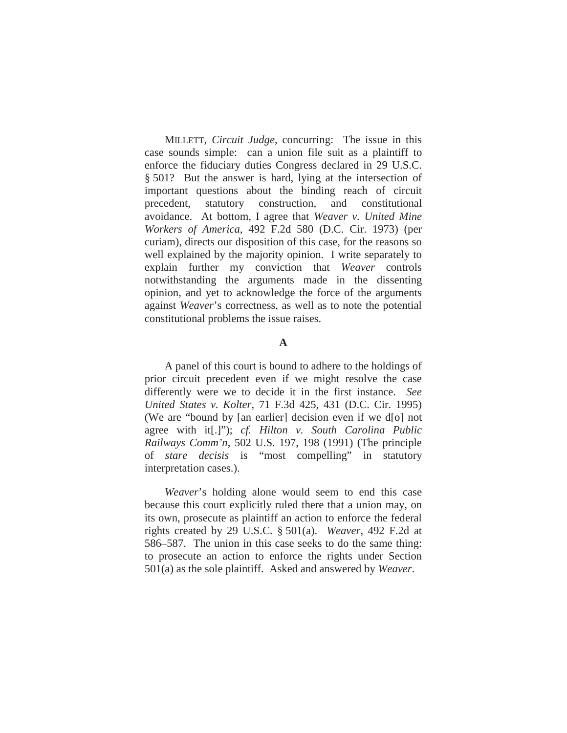MILLETT, *Circuit Judge*, concurring: The issue in this case sounds simple: can a union file suit as a plaintiff to enforce the fiduciary duties Congress declared in 29 U.S.C. § 501? But the answer is hard, lying at the intersection of important questions about the binding reach of circuit precedent, statutory construction, and constitutional avoidance. At bottom, I agree that *Weaver v. United Mine Workers of America*, 492 F.2d 580 (D.C. Cir. 1973) (per curiam), directs our disposition of this case, for the reasons so well explained by the majority opinion. I write separately to explain further my conviction that *Weaver* controls notwithstanding the arguments made in the dissenting opinion, and yet to acknowledge the force of the arguments against *Weaver*'s correctness, as well as to note the potential constitutional problems the issue raises.

**A**

A panel of this court is bound to adhere to the holdings of prior circuit precedent even if we might resolve the case differently were we to decide it in the first instance. *See United States v. Kolter*, 71 F.3d 425, 431 (D.C. Cir. 1995) (We are "bound by [an earlier] decision even if we d[o] not agree with it[.]"); *cf. Hilton v. South Carolina Public Railways Comm'n*, 502 U.S. 197, 198 (1991) (The principle of *stare decisis* is "most compelling" in statutory interpretation cases.).

*Weaver*'s holding alone would seem to end this case because this court explicitly ruled there that a union may, on its own, prosecute as plaintiff an action to enforce the federal rights created by 29 U.S.C. § 501(a). *Weaver*, 492 F.2d at 586–587. The union in this case seeks to do the same thing: to prosecute an action to enforce the rights under Section 501(a) as the sole plaintiff. Asked and answered by *Weaver*.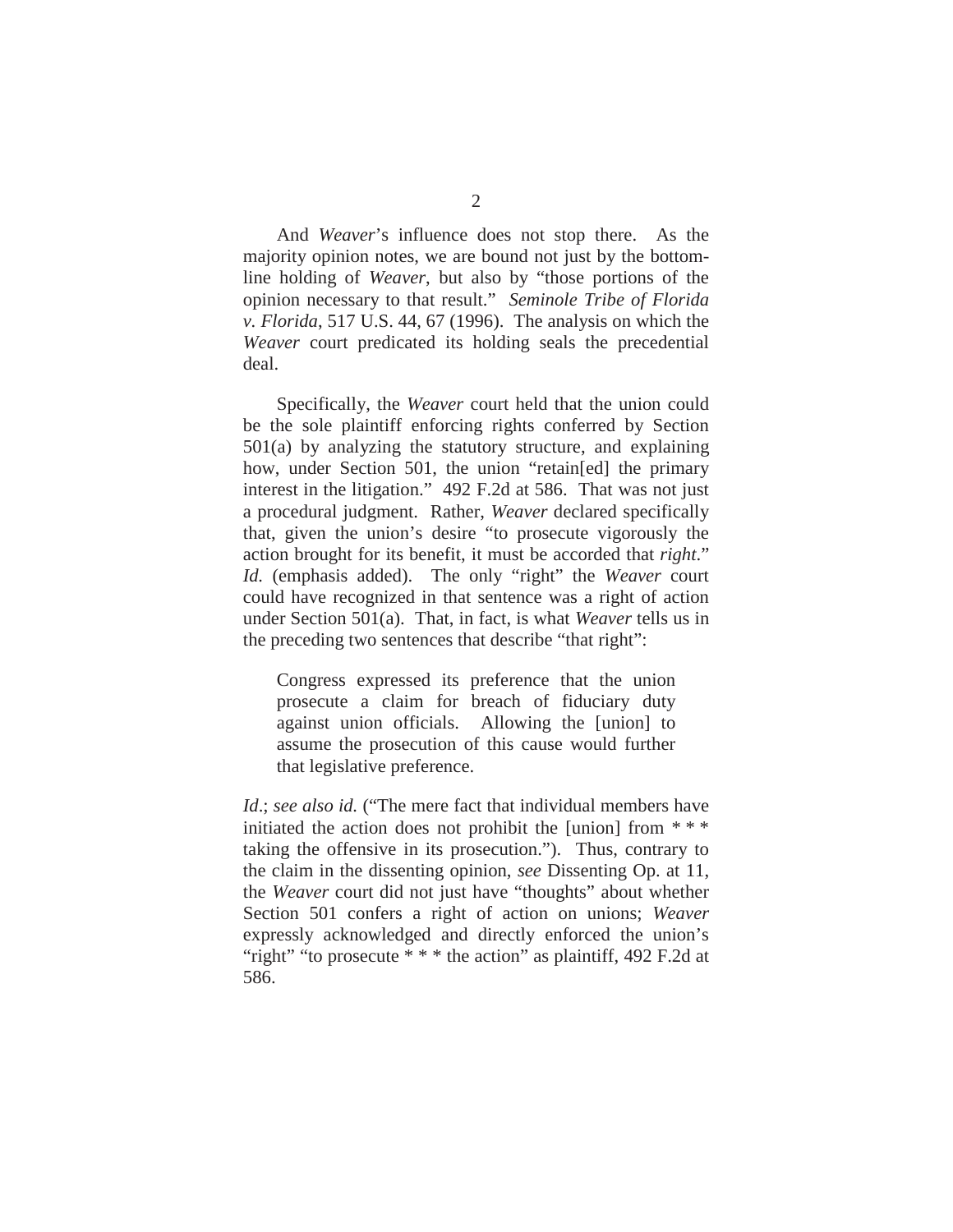And *Weaver*'s influence does not stop there. As the majority opinion notes, we are bound not just by the bottom-line holding of *Weaver*, but also by "those portions of the opinion necessary to that result." *Seminole Tribe of Florida v. Florida*, 517 U.S. 44, 67 (1996). The analysis on which the *Weaver* court predicated its holding seals the precedential deal.

Specifically, the *Weaver* court held that the union could be the sole plaintiff enforcing rights conferred by Section 501(a) by analyzing the statutory structure, and explaining how, under Section 501, the union "retain[ed] the primary interest in the litigation." 492 F.2d at 586. That was not just a procedural judgment. Rather, *Weaver* declared specifically that, given the union's desire "to prosecute vigorously the action brought for its benefit, it must be accorded that *right*." *Id.* (emphasis added). The only "right" the *Weaver* court could have recognized in that sentence was a right of action under Section 501(a). That, in fact, is what *Weaver* tells us in the preceding two sentences that describe "that right":

> Congress expressed its preference that the union prosecute a claim for breach of fiduciary duty against union officials. Allowing the [union] to assume the prosecution of this cause would further that legislative preference.

*Id*.; *see also id.* ("The mere fact that individual members have initiated the action does not prohibit the [union] from * * * taking the offensive in its prosecution."). Thus, contrary to the claim in the dissenting opinion, *see* Dissenting Op. at 11, the *Weaver* court did not just have "thoughts" about whether Section 501 confers a right of action on unions; *Weaver* expressly acknowledged and directly enforced the union's "right" "to prosecute * * * the action" as plaintiff, 492 F.2d at 586.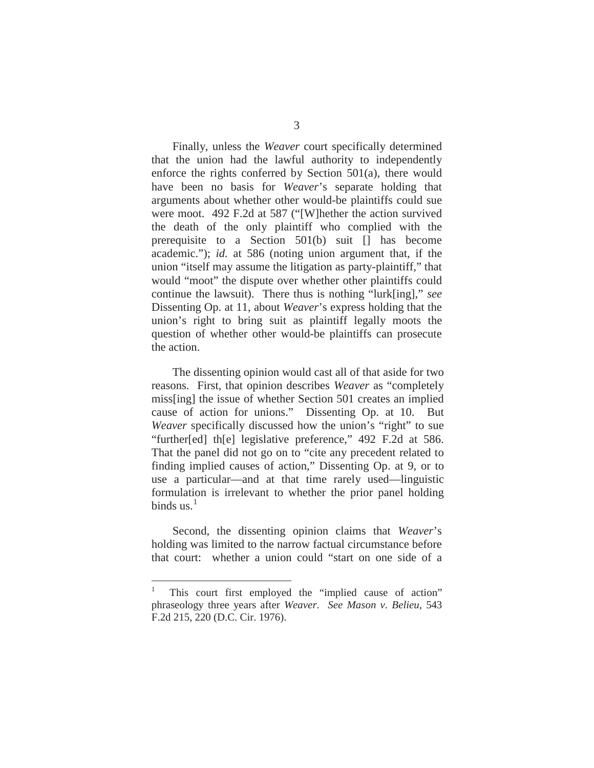Finally, unless the *Weaver* court specifically determined that the union had the lawful authority to independently enforce the rights conferred by Section 501(a), there would have been no basis for *Weaver*'s separate holding that arguments about whether other would-be plaintiffs could sue were moot. 492 F.2d at 587 ("[W]hether the action survived the death of the only plaintiff who complied with the prerequisite to a Section 501(b) suit [] has become academic."); *id.* at 586 (noting union argument that, if the union "itself may assume the litigation as party-plaintiff," that would "moot" the dispute over whether other plaintiffs could continue the lawsuit). There thus is nothing "lurk[ing]," *see* Dissenting Op. at 11, about *Weaver*'s express holding that the union's right to bring suit as plaintiff legally moots the question of whether other would-be plaintiffs can prosecute the action.

The dissenting opinion would cast all of that aside for two reasons. First, that opinion describes *Weaver* as "completely miss[ing] the issue of whether Section 501 creates an implied cause of action for unions." Dissenting Op. at 10. But *Weaver* specifically discussed how the union's "right" to sue "further[ed] th[e] legislative preference," 492 F.2d at 586. That the panel did not go on to "cite any precedent related to finding implied causes of action," Dissenting Op. at 9, or to use a particular—and at that time rarely used—linguistic formulation is irrelevant to whether the prior panel holding binds us.[1]

Second, the dissenting opinion claims that *Weaver*'s holding was limited to the narrow factual circumstance before that court: whether a union could "start on one side of a

[1] This court first employed the "implied cause of action" phraseology three years after *Weaver*. *See Mason v. Belieu*, 543 F.2d 215, 220 (D.C. Cir. 1976).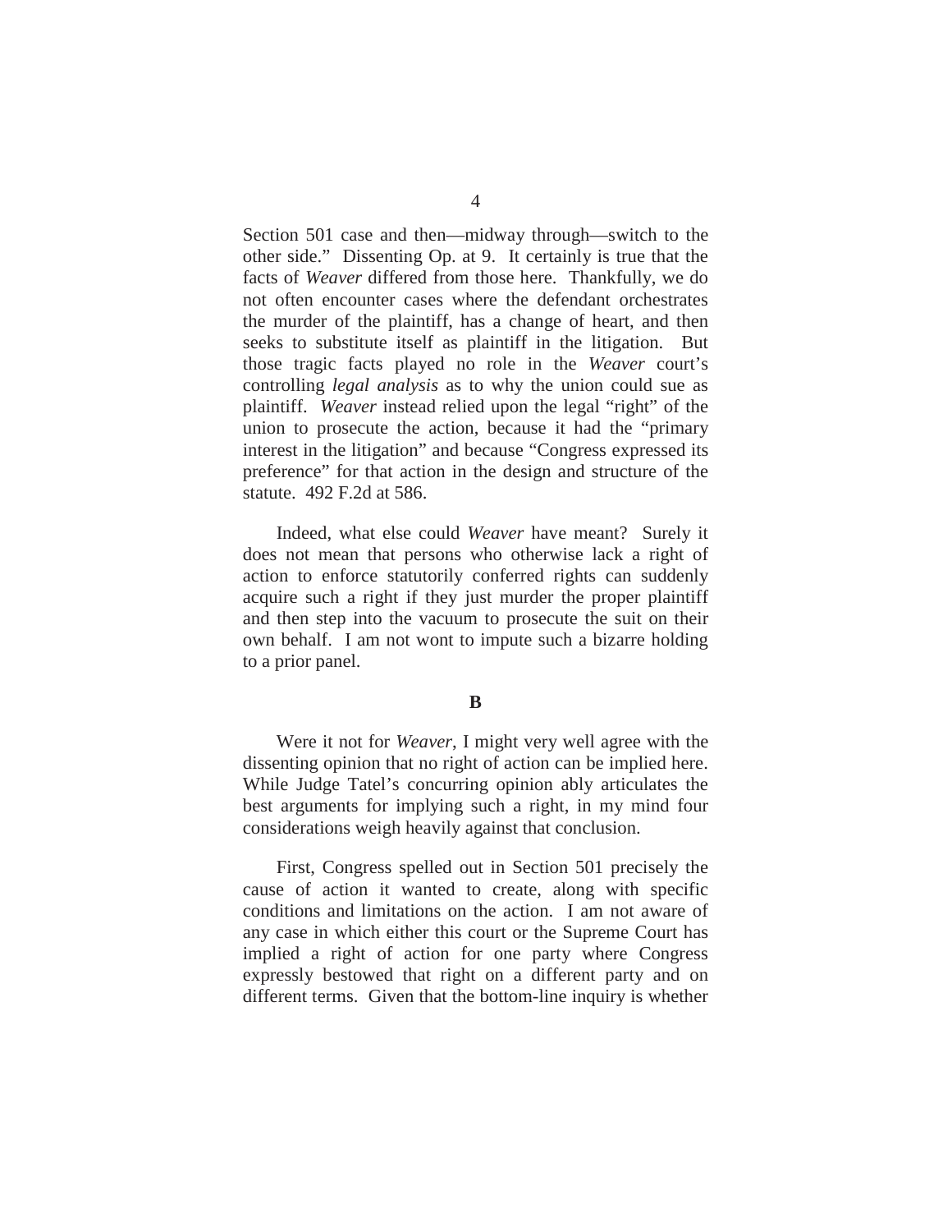Section 501 case and then—midway through—switch to the other side." Dissenting Op. at 9. It certainly is true that the facts of *Weaver* differed from those here. Thankfully, we do not often encounter cases where the defendant orchestrates the murder of the plaintiff, has a change of heart, and then seeks to substitute itself as plaintiff in the litigation. But those tragic facts played no role in the *Weaver* court's controlling *legal analysis* as to why the union could sue as plaintiff. *Weaver* instead relied upon the legal "right" of the union to prosecute the action, because it had the "primary interest in the litigation" and because "Congress expressed its preference" for that action in the design and structure of the statute. 492 F.2d at 586.

Indeed, what else could *Weaver* have meant? Surely it does not mean that persons who otherwise lack a right of action to enforce statutorily conferred rights can suddenly acquire such a right if they just murder the proper plaintiff and then step into the vacuum to prosecute the suit on their own behalf. I am not wont to impute such a bizarre holding to a prior panel.

**B**

Were it not for *Weaver*, I might very well agree with the dissenting opinion that no right of action can be implied here. While Judge Tatel's concurring opinion ably articulates the best arguments for implying such a right, in my mind four considerations weigh heavily against that conclusion.

First, Congress spelled out in Section 501 precisely the cause of action it wanted to create, along with specific conditions and limitations on the action. I am not aware of any case in which either this court or the Supreme Court has implied a right of action for one party where Congress expressly bestowed that right on a different party and on different terms. Given that the bottom-line inquiry is whether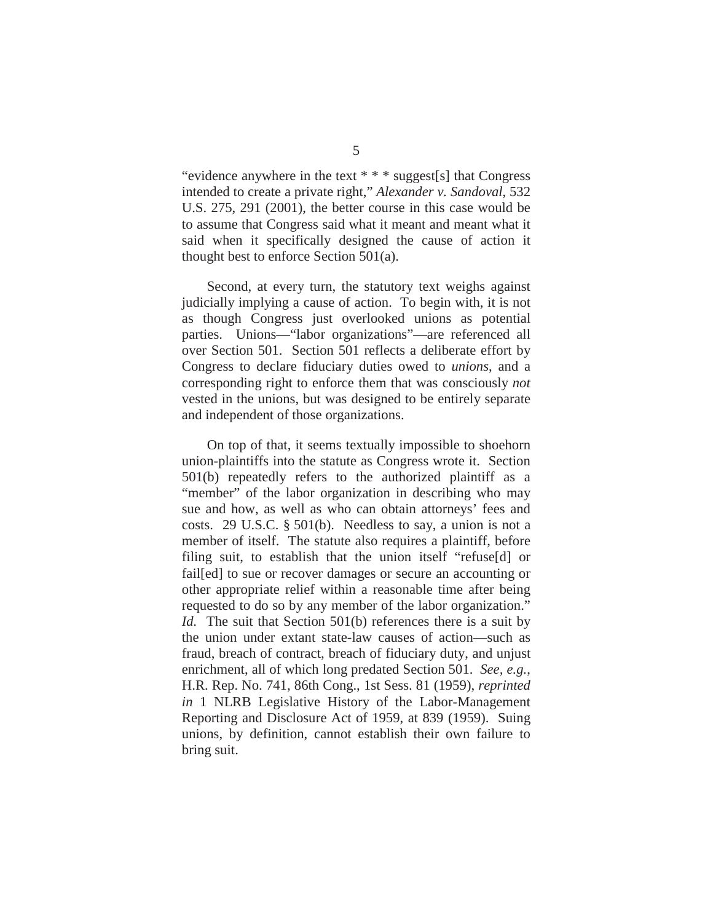"evidence anywhere in the text * * * suggest[s] that Congress intended to create a private right," *Alexander v. Sandoval*, 532 U.S. 275, 291 (2001), the better course in this case would be to assume that Congress said what it meant and meant what it said when it specifically designed the cause of action it thought best to enforce Section 501(a).

Second, at every turn, the statutory text weighs against judicially implying a cause of action. To begin with, it is not as though Congress just overlooked unions as potential parties. Unions—"labor organizations"—are referenced all over Section 501. Section 501 reflects a deliberate effort by Congress to declare fiduciary duties owed to *unions*, and a corresponding right to enforce them that was consciously *not* vested in the unions, but was designed to be entirely separate and independent of those organizations.

On top of that, it seems textually impossible to shoehorn union-plaintiffs into the statute as Congress wrote it. Section 501(b) repeatedly refers to the authorized plaintiff as a "member" of the labor organization in describing who may sue and how, as well as who can obtain attorneys' fees and costs. 29 U.S.C. § 501(b). Needless to say, a union is not a member of itself. The statute also requires a plaintiff, before filing suit, to establish that the union itself "refuse[d] or fail[ed] to sue or recover damages or secure an accounting or other appropriate relief within a reasonable time after being requested to do so by any member of the labor organization." *Id.* The suit that Section 501(b) references there is a suit by the union under extant state-law causes of action—such as fraud, breach of contract, breach of fiduciary duty, and unjust enrichment, all of which long predated Section 501. *See, e.g.*, H.R. Rep. No. 741, 86th Cong., 1st Sess. 81 (1959), *reprinted in* 1 NLRB Legislative History of the Labor-Management Reporting and Disclosure Act of 1959, at 839 (1959). Suing unions, by definition, cannot establish their own failure to bring suit.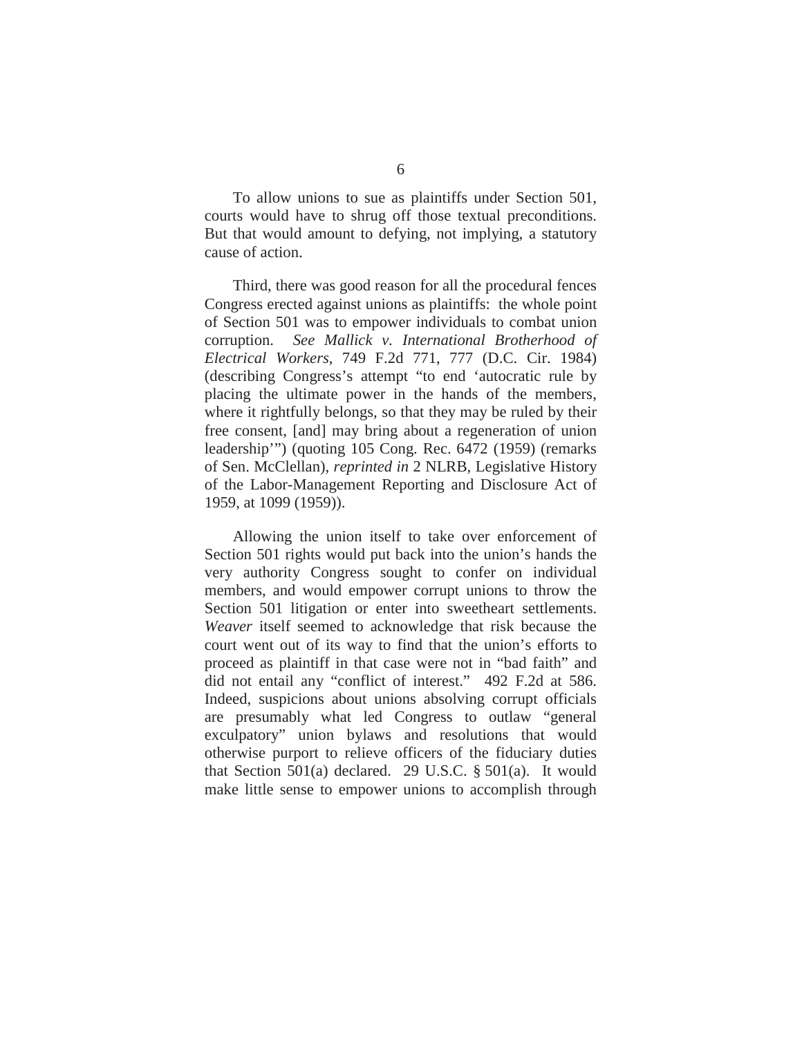To allow unions to sue as plaintiffs under Section 501, courts would have to shrug off those textual preconditions. But that would amount to defying, not implying, a statutory cause of action.

Third, there was good reason for all the procedural fences Congress erected against unions as plaintiffs: the whole point of Section 501 was to empower individuals to combat union corruption. *See Mallick v. International Brotherhood of Electrical Workers*, 749 F.2d 771, 777 (D.C. Cir. 1984) (describing Congress's attempt "to end 'autocratic rule by placing the ultimate power in the hands of the members, where it rightfully belongs, so that they may be ruled by their free consent, [and] may bring about a regeneration of union leadership'") (quoting 105 Cong. Rec. 6472 (1959) (remarks of Sen. McClellan), *reprinted in* 2 NLRB, Legislative History of the Labor-Management Reporting and Disclosure Act of 1959, at 1099 (1959)).

Allowing the union itself to take over enforcement of Section 501 rights would put back into the union's hands the very authority Congress sought to confer on individual members, and would empower corrupt unions to throw the Section 501 litigation or enter into sweetheart settlements. *Weaver* itself seemed to acknowledge that risk because the court went out of its way to find that the union's efforts to proceed as plaintiff in that case were not in "bad faith" and did not entail any "conflict of interest." 492 F.2d at 586. Indeed, suspicions about unions absolving corrupt officials are presumably what led Congress to outlaw "general exculpatory" union bylaws and resolutions that would otherwise purport to relieve officers of the fiduciary duties that Section 501(a) declared. 29 U.S.C. § 501(a). It would make little sense to empower unions to accomplish through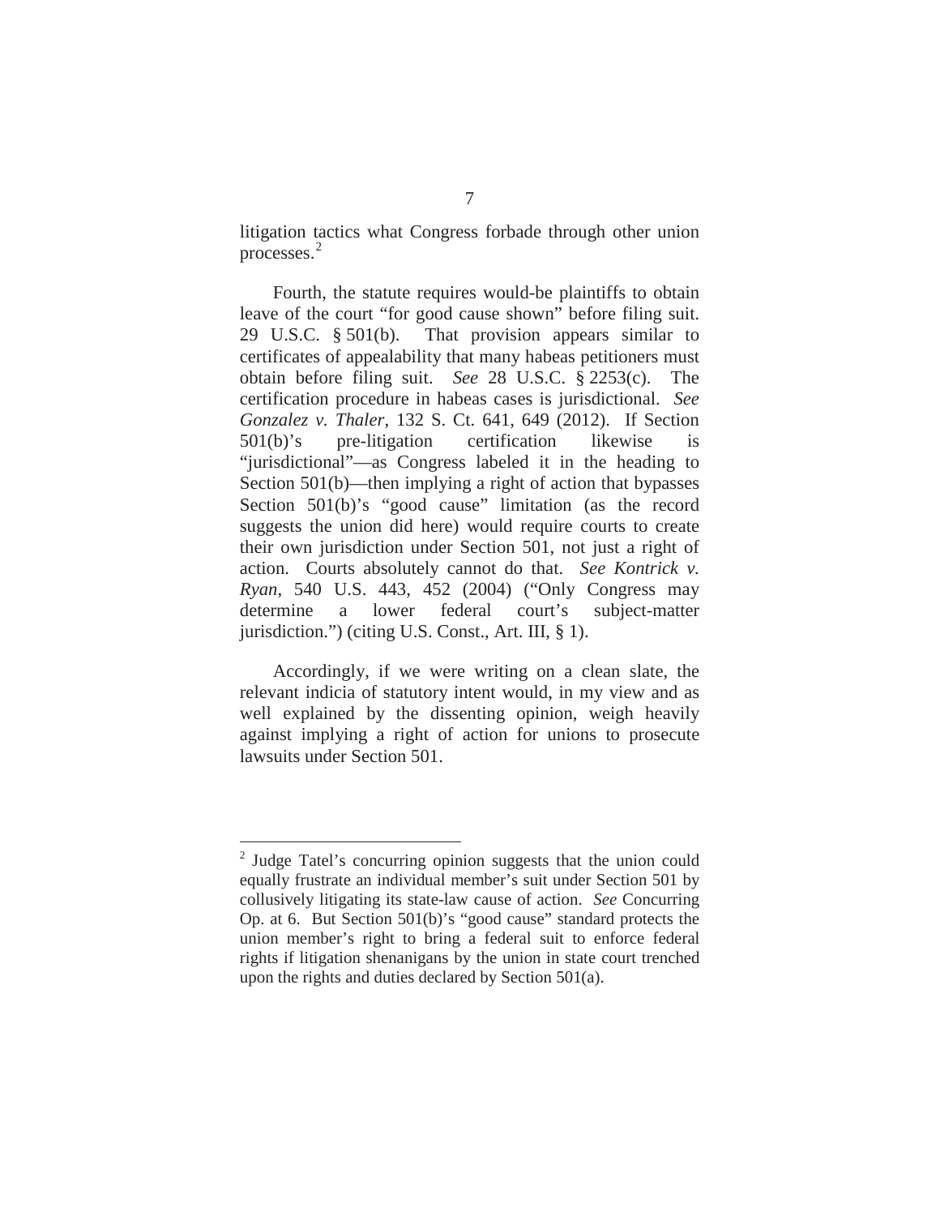litigation tactics what Congress forbade through other union processes.[2]

Fourth, the statute requires would-be plaintiffs to obtain leave of the court "for good cause shown" before filing suit. 29 U.S.C. § 501(b). That provision appears similar to certificates of appealability that many habeas petitioners must obtain before filing suit. *See* 28 U.S.C. § 2253(c). The certification procedure in habeas cases is jurisdictional. *See Gonzalez v. Thaler*, 132 S. Ct. 641, 649 (2012). If Section 501(b)'s pre-litigation certification likewise is "jurisdictional"—as Congress labeled it in the heading to Section 501(b)—then implying a right of action that bypasses Section 501(b)'s "good cause" limitation (as the record suggests the union did here) would require courts to create their own jurisdiction under Section 501, not just a right of action. Courts absolutely cannot do that. *See Kontrick v. Ryan*, 540 U.S. 443, 452 (2004) ("Only Congress may determine a lower federal court's subject-matter jurisdiction.") (citing U.S. Const., Art. III, § 1).

Accordingly, if we were writing on a clean slate, the relevant indicia of statutory intent would, in my view and as well explained by the dissenting opinion, weigh heavily against implying a right of action for unions to prosecute lawsuits under Section 501.

---

[2] Judge Tatel's concurring opinion suggests that the union could equally frustrate an individual member's suit under Section 501 by collusively litigating its state-law cause of action. *See* Concurring Op. at 6. But Section 501(b)'s "good cause" standard protects the union member's right to bring a federal suit to enforce federal rights if litigation shenanigans by the union in state court trenched upon the rights and duties declared by Section 501(a).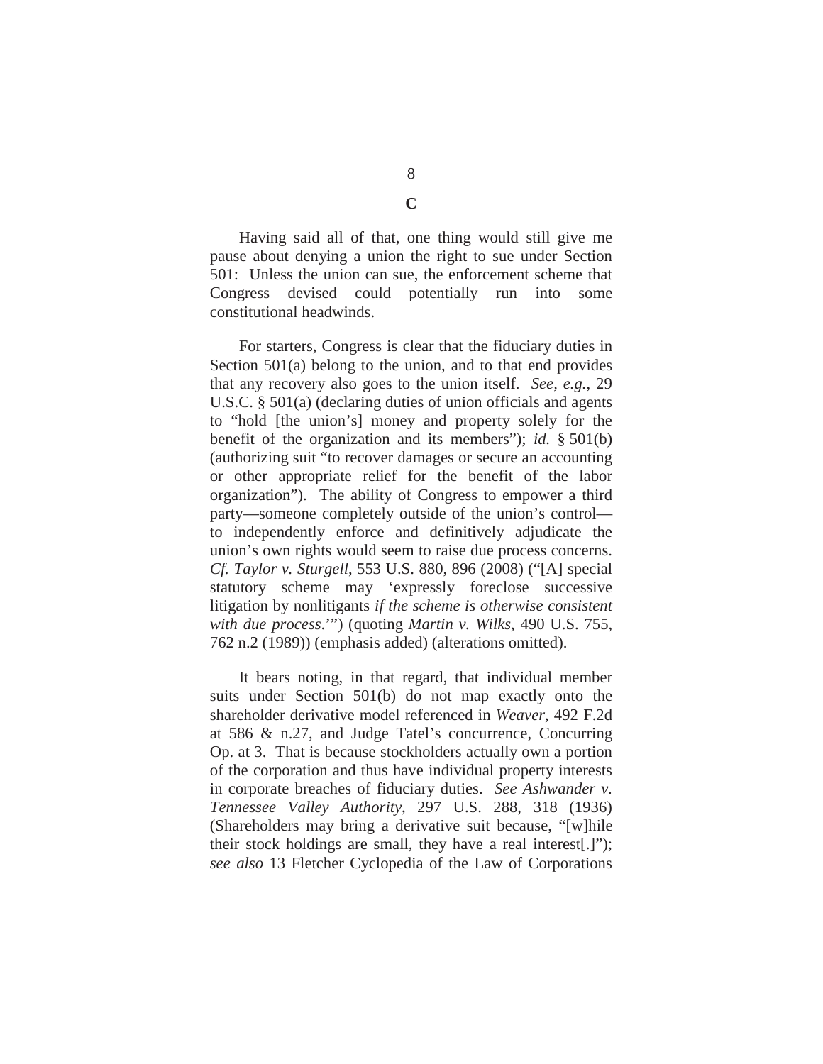**C**

Having said all of that, one thing would still give me pause about denying a union the right to sue under Section 501: Unless the union can sue, the enforcement scheme that Congress devised could potentially run into some constitutional headwinds.

For starters, Congress is clear that the fiduciary duties in Section 501(a) belong to the union, and to that end provides that any recovery also goes to the union itself. *See, e.g.*, 29 U.S.C. § 501(a) (declaring duties of union officials and agents to "hold [the union's] money and property solely for the benefit of the organization and its members"); *id.* § 501(b) (authorizing suit "to recover damages or secure an accounting or other appropriate relief for the benefit of the labor organization"). The ability of Congress to empower a third party—someone completely outside of the union's control—to independently enforce and definitively adjudicate the union's own rights would seem to raise due process concerns. *Cf. Taylor v. Sturgell*, 553 U.S. 880, 896 (2008) ("[A] special statutory scheme may 'expressly foreclose successive litigation by nonlitigants *if the scheme is otherwise consistent with due process*.'") (quoting *Martin v. Wilks*, 490 U.S. 755, 762 n.2 (1989)) (emphasis added) (alterations omitted).

It bears noting, in that regard, that individual member suits under Section 501(b) do not map exactly onto the shareholder derivative model referenced in *Weaver*, 492 F.2d at 586 & n.27, and Judge Tatel's concurrence, Concurring Op. at 3. That is because stockholders actually own a portion of the corporation and thus have individual property interests in corporate breaches of fiduciary duties. *See Ashwander v. Tennessee Valley Authority*, 297 U.S. 288, 318 (1936) (Shareholders may bring a derivative suit because, "[w]hile their stock holdings are small, they have a real interest[.]"); *see also* 13 Fletcher Cyclopedia of the Law of Corporations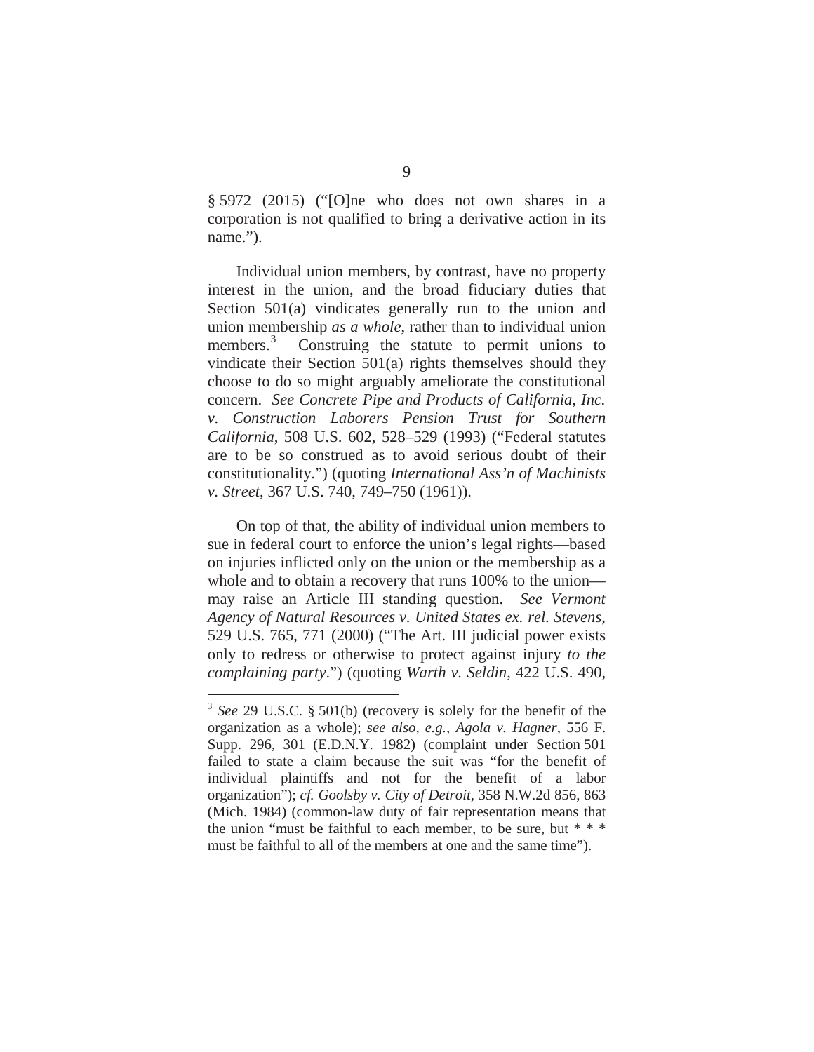§ 5972 (2015) ("[O]ne who does not own shares in a corporation is not qualified to bring a derivative action in its name.").

Individual union members, by contrast, have no property interest in the union, and the broad fiduciary duties that Section 501(a) vindicates generally run to the union and union membership *as a whole*, rather than to individual union members.[3] Construing the statute to permit unions to vindicate their Section 501(a) rights themselves should they choose to do so might arguably ameliorate the constitutional concern. *See Concrete Pipe and Products of California, Inc. v. Construction Laborers Pension Trust for Southern California*, 508 U.S. 602, 528–529 (1993) ("Federal statutes are to be so construed as to avoid serious doubt of their constitutionality.") (quoting *International Ass'n of Machinists v. Street*, 367 U.S. 740, 749–750 (1961)).

On top of that, the ability of individual union members to sue in federal court to enforce the union's legal rights—based on injuries inflicted only on the union or the membership as a whole and to obtain a recovery that runs 100% to the union—may raise an Article III standing question. *See Vermont Agency of Natural Resources v. United States ex. rel. Stevens*, 529 U.S. 765, 771 (2000) ("The Art. III judicial power exists only to redress or otherwise to protect against injury *to the complaining party*.") (quoting *Warth v. Seldin*, 422 U.S. 490,

---

[3] *See* 29 U.S.C. § 501(b) (recovery is solely for the benefit of the organization as a whole); *see also, e.g.*, *Agola v. Hagner*, 556 F. Supp. 296, 301 (E.D.N.Y. 1982) (complaint under Section 501 failed to state a claim because the suit was "for the benefit of individual plaintiffs and not for the benefit of a labor organization"); *cf. Goolsby v. City of Detroit*, 358 N.W.2d 856, 863 (Mich. 1984) (common-law duty of fair representation means that the union "must be faithful to each member, to be sure, but * * * must be faithful to all of the members at one and the same time").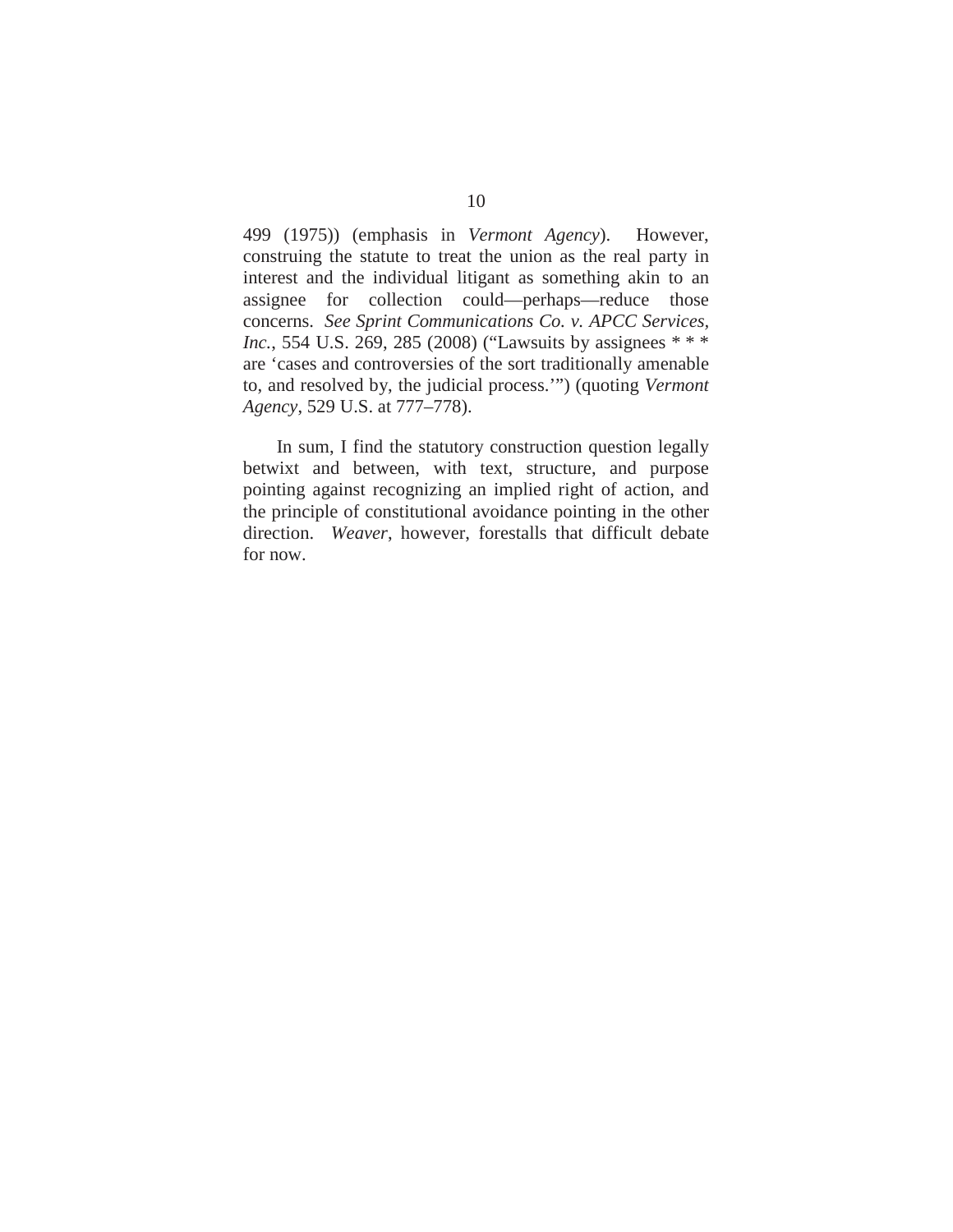499 (1975)) (emphasis in *Vermont Agency*). However, construing the statute to treat the union as the real party in interest and the individual litigant as something akin to an assignee for collection could—perhaps—reduce those concerns. *See Sprint Communications Co. v. APCC Services, Inc.*, 554 U.S. 269, 285 (2008) ("Lawsuits by assignees * * * are 'cases and controversies of the sort traditionally amenable to, and resolved by, the judicial process.'") (quoting *Vermont Agency*, 529 U.S. at 777–778).

In sum, I find the statutory construction question legally betwixt and between, with text, structure, and purpose pointing against recognizing an implied right of action, and the principle of constitutional avoidance pointing in the other direction. *Weaver*, however, forestalls that difficult debate for now.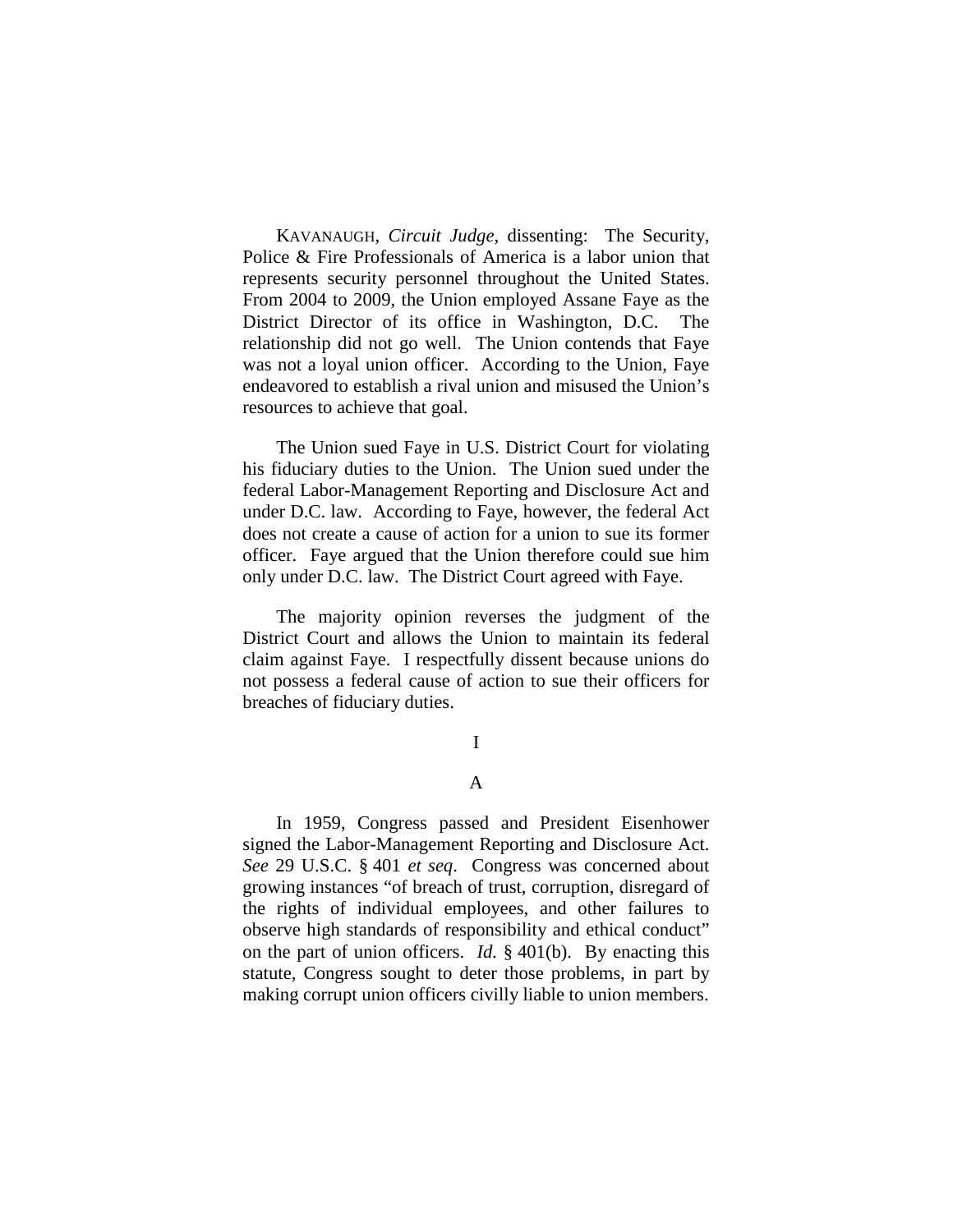KAVANAUGH, *Circuit Judge*, dissenting: The Security, Police & Fire Professionals of America is a labor union that represents security personnel throughout the United States. From 2004 to 2009, the Union employed Assane Faye as the District Director of its office in Washington, D.C. The relationship did not go well. The Union contends that Faye was not a loyal union officer. According to the Union, Faye endeavored to establish a rival union and misused the Union's resources to achieve that goal.

The Union sued Faye in U.S. District Court for violating his fiduciary duties to the Union. The Union sued under the federal Labor-Management Reporting and Disclosure Act and under D.C. law. According to Faye, however, the federal Act does not create a cause of action for a union to sue its former officer. Faye argued that the Union therefore could sue him only under D.C. law. The District Court agreed with Faye.

The majority opinion reverses the judgment of the District Court and allows the Union to maintain its federal claim against Faye. I respectfully dissent because unions do not possess a federal cause of action to sue their officers for breaches of fiduciary duties.

I

A

In 1959, Congress passed and President Eisenhower signed the Labor-Management Reporting and Disclosure Act. *See* 29 U.S.C. § 401 *et seq*. Congress was concerned about growing instances "of breach of trust, corruption, disregard of the rights of individual employees, and other failures to observe high standards of responsibility and ethical conduct" on the part of union officers. *Id.* § 401(b). By enacting this statute, Congress sought to deter those problems, in part by making corrupt union officers civilly liable to union members.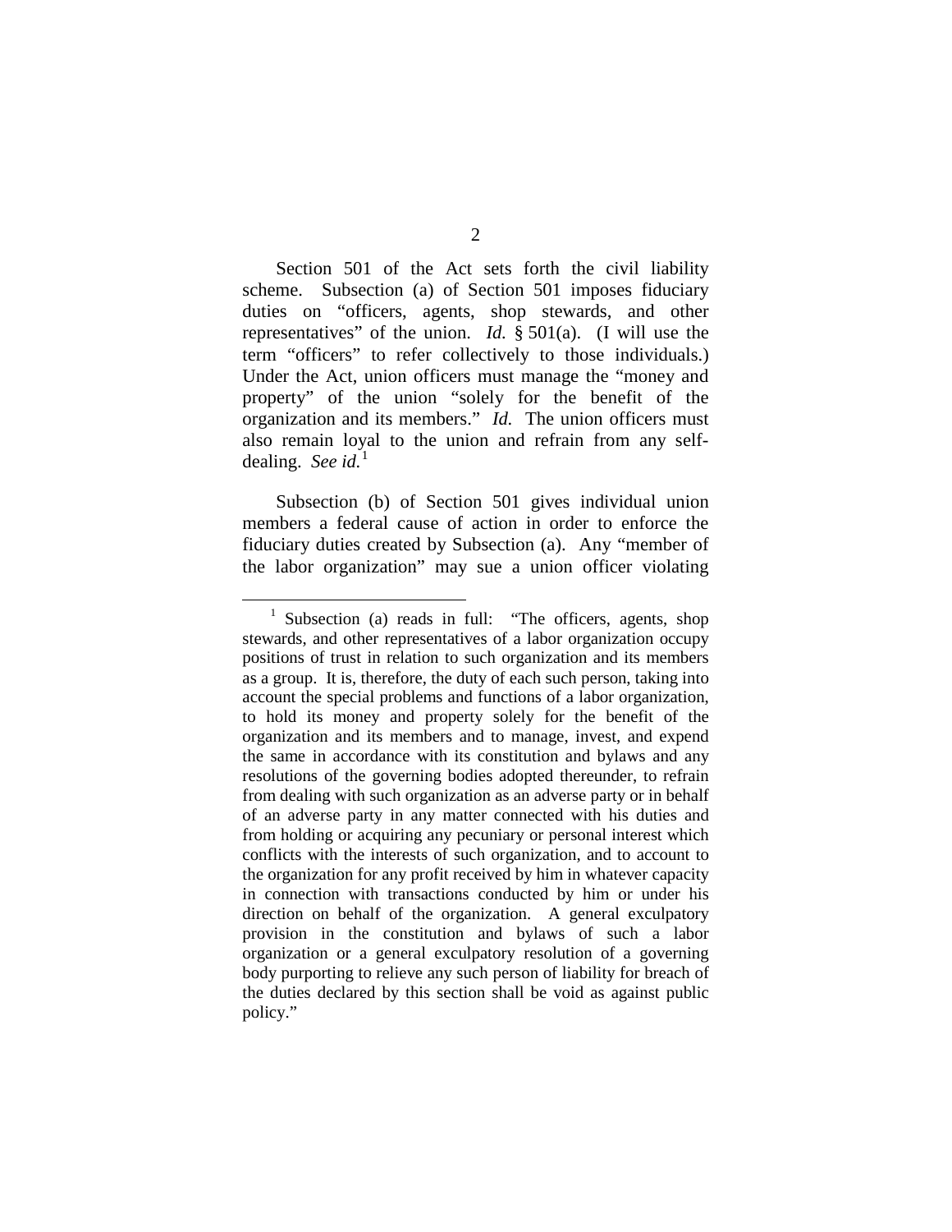Section 501 of the Act sets forth the civil liability scheme. Subsection (a) of Section 501 imposes fiduciary duties on "officers, agents, shop stewards, and other representatives" of the union. *Id.* § 501(a). (I will use the term "officers" to refer collectively to those individuals.) Under the Act, union officers must manage the "money and property" of the union "solely for the benefit of the organization and its members." *Id.* The union officers must also remain loyal to the union and refrain from any self-dealing. *See id.*[1]

Subsection (b) of Section 501 gives individual union members a federal cause of action in order to enforce the fiduciary duties created by Subsection (a). Any "member of the labor organization" may sue a union officer violating

---

[1] Subsection (a) reads in full: "The officers, agents, shop stewards, and other representatives of a labor organization occupy positions of trust in relation to such organization and its members as a group. It is, therefore, the duty of each such person, taking into account the special problems and functions of a labor organization, to hold its money and property solely for the benefit of the organization and its members and to manage, invest, and expend the same in accordance with its constitution and bylaws and any resolutions of the governing bodies adopted thereunder, to refrain from dealing with such organization as an adverse party or in behalf of an adverse party in any matter connected with his duties and from holding or acquiring any pecuniary or personal interest which conflicts with the interests of such organization, and to account to the organization for any profit received by him in whatever capacity in connection with transactions conducted by him or under his direction on behalf of the organization. A general exculpatory provision in the constitution and bylaws of such a labor organization or a general exculpatory resolution of a governing body purporting to relieve any such person of liability for breach of the duties declared by this section shall be void as against public policy."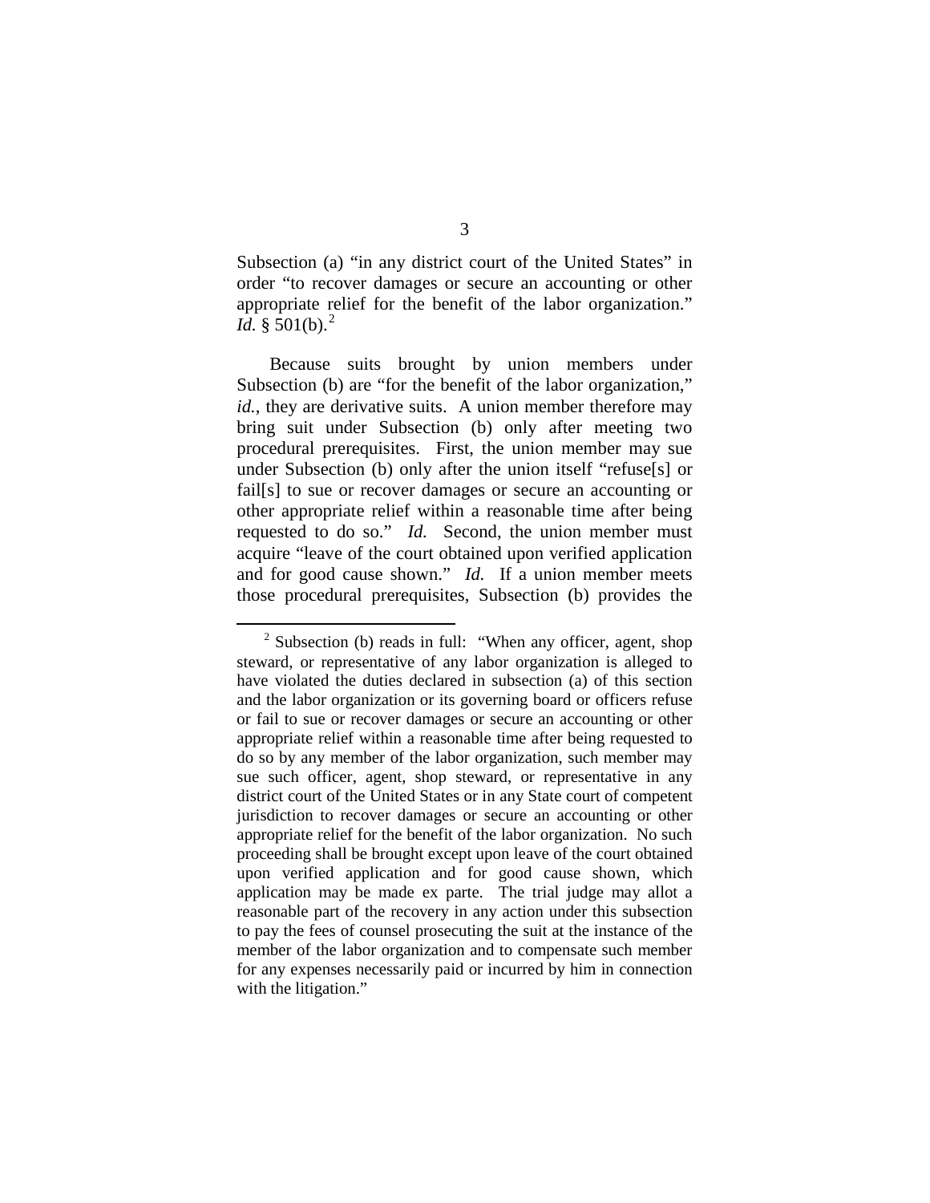Subsection (a) "in any district court of the United States" in order "to recover damages or secure an accounting or other appropriate relief for the benefit of the labor organization." *Id.* § 501(b).[2]

Because suits brought by union members under Subsection (b) are "for the benefit of the labor organization," *id.*, they are derivative suits. A union member therefore may bring suit under Subsection (b) only after meeting two procedural prerequisites. First, the union member may sue under Subsection (b) only after the union itself "refuse[s] or fail[s] to sue or recover damages or secure an accounting or other appropriate relief within a reasonable time after being requested to do so." *Id.* Second, the union member must acquire "leave of the court obtained upon verified application and for good cause shown." *Id.* If a union member meets those procedural prerequisites, Subsection (b) provides the

---

[2] Subsection (b) reads in full: "When any officer, agent, shop steward, or representative of any labor organization is alleged to have violated the duties declared in subsection (a) of this section and the labor organization or its governing board or officers refuse or fail to sue or recover damages or secure an accounting or other appropriate relief within a reasonable time after being requested to do so by any member of the labor organization, such member may sue such officer, agent, shop steward, or representative in any district court of the United States or in any State court of competent jurisdiction to recover damages or secure an accounting or other appropriate relief for the benefit of the labor organization. No such proceeding shall be brought except upon leave of the court obtained upon verified application and for good cause shown, which application may be made ex parte. The trial judge may allot a reasonable part of the recovery in any action under this subsection to pay the fees of counsel prosecuting the suit at the instance of the member of the labor organization and to compensate such member for any expenses necessarily paid or incurred by him in connection with the litigation."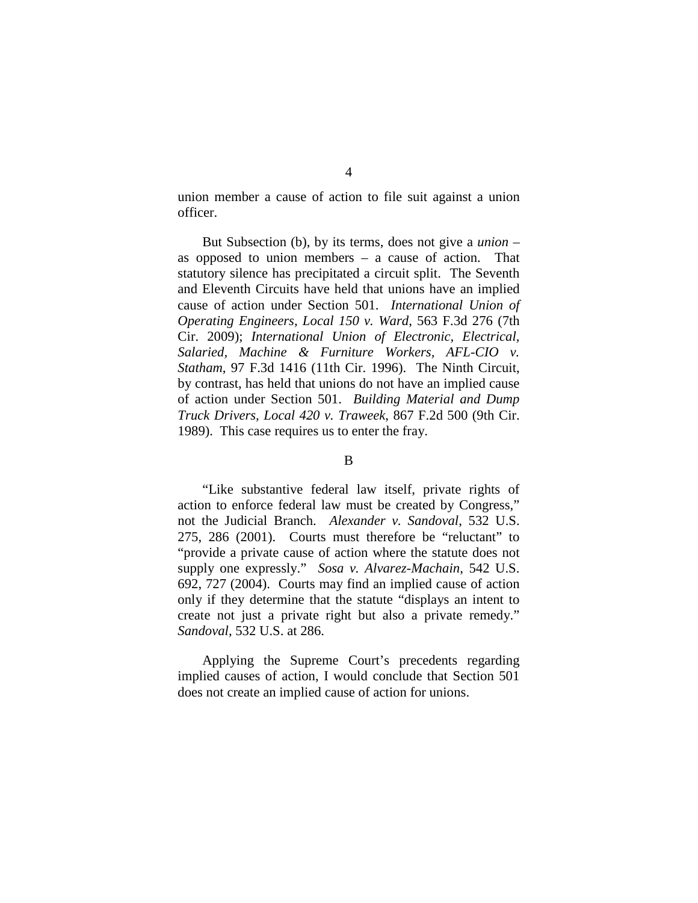union member a cause of action to file suit against a union officer.

But Subsection (b), by its terms, does not give a *union* – as opposed to union members – a cause of action. That statutory silence has precipitated a circuit split. The Seventh and Eleventh Circuits have held that unions have an implied cause of action under Section 501. *International Union of Operating Engineers, Local 150 v. Ward*, 563 F.3d 276 (7th Cir. 2009); *International Union of Electronic, Electrical, Salaried, Machine & Furniture Workers, AFL-CIO v. Statham*, 97 F.3d 1416 (11th Cir. 1996). The Ninth Circuit, by contrast, has held that unions do not have an implied cause of action under Section 501. *Building Material and Dump Truck Drivers, Local 420 v. Traweek*, 867 F.2d 500 (9th Cir. 1989). This case requires us to enter the fray.

B

"Like substantive federal law itself, private rights of action to enforce federal law must be created by Congress," not the Judicial Branch. *Alexander v. Sandoval*, 532 U.S. 275, 286 (2001). Courts must therefore be "reluctant" to "provide a private cause of action where the statute does not supply one expressly." *Sosa v. Alvarez-Machain*, 542 U.S. 692, 727 (2004). Courts may find an implied cause of action only if they determine that the statute "displays an intent to create not just a private right but also a private remedy." *Sandoval*, 532 U.S. at 286.

Applying the Supreme Court's precedents regarding implied causes of action, I would conclude that Section 501 does not create an implied cause of action for unions.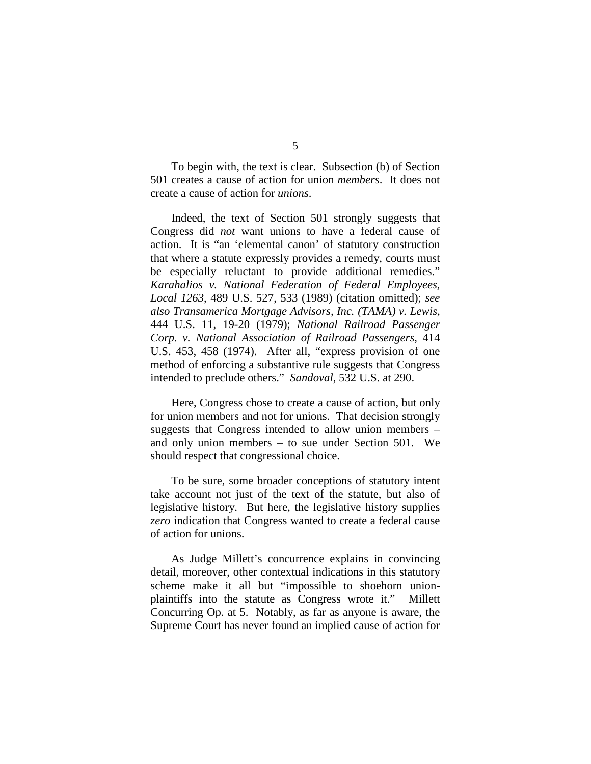To begin with, the text is clear. Subsection (b) of Section 501 creates a cause of action for union *members*. It does not create a cause of action for *unions*.

Indeed, the text of Section 501 strongly suggests that Congress did *not* want unions to have a federal cause of action. It is "an 'elemental canon' of statutory construction that where a statute expressly provides a remedy, courts must be especially reluctant to provide additional remedies." *Karahalios v. National Federation of Federal Employees, Local 1263*, 489 U.S. 527, 533 (1989) (citation omitted); *see also Transamerica Mortgage Advisors, Inc. (TAMA) v. Lewis*, 444 U.S. 11, 19-20 (1979); *National Railroad Passenger Corp. v. National Association of Railroad Passengers*, 414 U.S. 453, 458 (1974). After all, "express provision of one method of enforcing a substantive rule suggests that Congress intended to preclude others." *Sandoval*, 532 U.S. at 290.

Here, Congress chose to create a cause of action, but only for union members and not for unions. That decision strongly suggests that Congress intended to allow union members – and only union members – to sue under Section 501. We should respect that congressional choice.

To be sure, some broader conceptions of statutory intent take account not just of the text of the statute, but also of legislative history. But here, the legislative history supplies *zero* indication that Congress wanted to create a federal cause of action for unions.

As Judge Millett's concurrence explains in convincing detail, moreover, other contextual indications in this statutory scheme make it all but "impossible to shoehorn union-plaintiffs into the statute as Congress wrote it." Millett Concurring Op. at 5. Notably, as far as anyone is aware, the Supreme Court has never found an implied cause of action for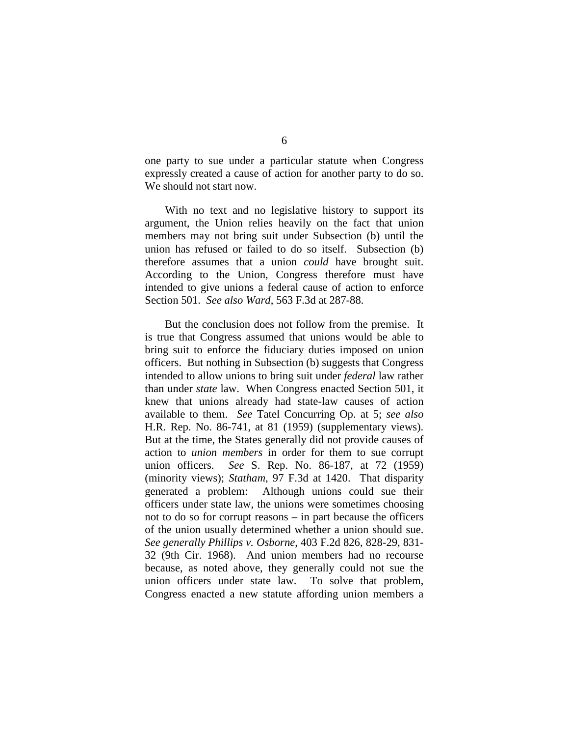one party to sue under a particular statute when Congress expressly created a cause of action for another party to do so. We should not start now.

With no text and no legislative history to support its argument, the Union relies heavily on the fact that union members may not bring suit under Subsection (b) until the union has refused or failed to do so itself. Subsection (b) therefore assumes that a union *could* have brought suit. According to the Union, Congress therefore must have intended to give unions a federal cause of action to enforce Section 501. *See also Ward*, 563 F.3d at 287-88.

But the conclusion does not follow from the premise. It is true that Congress assumed that unions would be able to bring suit to enforce the fiduciary duties imposed on union officers. But nothing in Subsection (b) suggests that Congress intended to allow unions to bring suit under *federal* law rather than under *state* law. When Congress enacted Section 501, it knew that unions already had state-law causes of action available to them. *See* Tatel Concurring Op. at 5; *see also* H.R. Rep. No. 86-741, at 81 (1959) (supplementary views). But at the time, the States generally did not provide causes of action to *union members* in order for them to sue corrupt union officers. *See* S. Rep. No. 86-187, at 72 (1959) (minority views); *Statham*, 97 F.3d at 1420. That disparity generated a problem: Although unions could sue their officers under state law, the unions were sometimes choosing not to do so for corrupt reasons – in part because the officers of the union usually determined whether a union should sue. *See generally Phillips v. Osborne*, 403 F.2d 826, 828-29, 831-32 (9th Cir. 1968). And union members had no recourse because, as noted above, they generally could not sue the union officers under state law. To solve that problem, Congress enacted a new statute affording union members a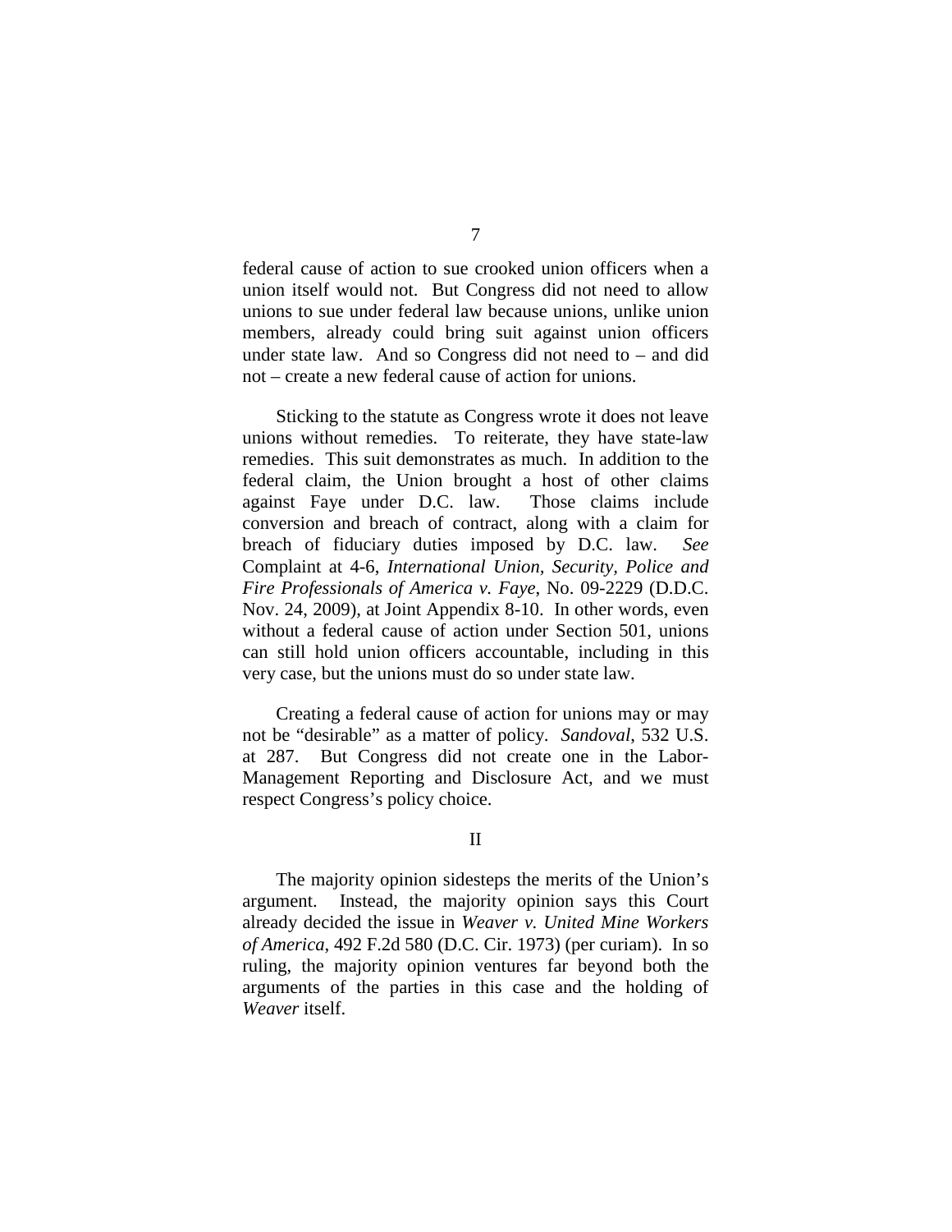federal cause of action to sue crooked union officers when a union itself would not. But Congress did not need to allow unions to sue under federal law because unions, unlike union members, already could bring suit against union officers under state law. And so Congress did not need to – and did not – create a new federal cause of action for unions.

Sticking to the statute as Congress wrote it does not leave unions without remedies. To reiterate, they have state-law remedies. This suit demonstrates as much. In addition to the federal claim, the Union brought a host of other claims against Faye under D.C. law. Those claims include conversion and breach of contract, along with a claim for breach of fiduciary duties imposed by D.C. law. *See* Complaint at 4-6, *International Union, Security, Police and Fire Professionals of America v. Faye*, No. 09-2229 (D.D.C. Nov. 24, 2009), at Joint Appendix 8-10. In other words, even without a federal cause of action under Section 501, unions can still hold union officers accountable, including in this very case, but the unions must do so under state law.

Creating a federal cause of action for unions may or may not be "desirable" as a matter of policy. *Sandoval*, 532 U.S. at 287. But Congress did not create one in the Labor-Management Reporting and Disclosure Act, and we must respect Congress's policy choice.

## II

The majority opinion sidesteps the merits of the Union's argument. Instead, the majority opinion says this Court already decided the issue in *Weaver v. United Mine Workers of America*, 492 F.2d 580 (D.C. Cir. 1973) (per curiam). In so ruling, the majority opinion ventures far beyond both the arguments of the parties in this case and the holding of *Weaver* itself.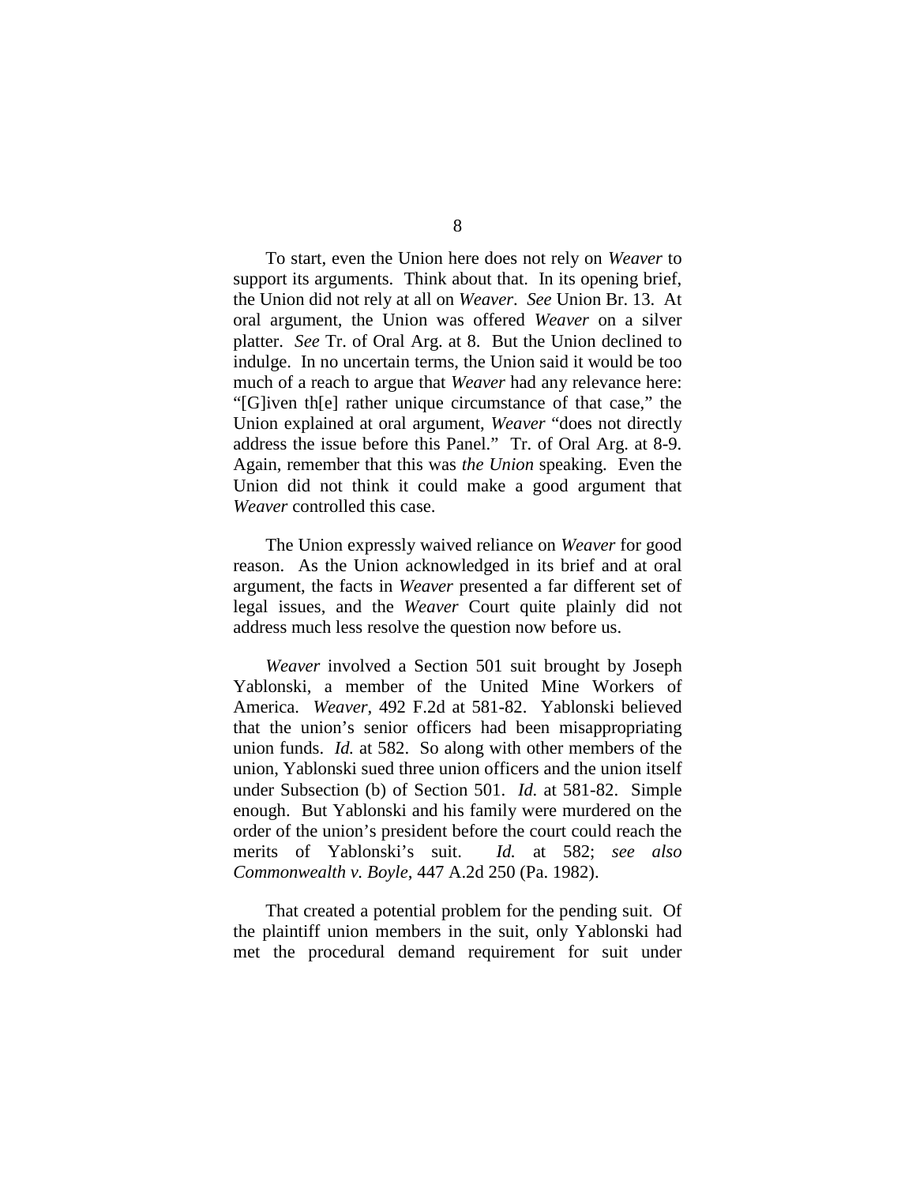To start, even the Union here does not rely on *Weaver* to support its arguments. Think about that. In its opening brief, the Union did not rely at all on *Weaver*. *See* Union Br. 13. At oral argument, the Union was offered *Weaver* on a silver platter. *See* Tr. of Oral Arg. at 8. But the Union declined to indulge. In no uncertain terms, the Union said it would be too much of a reach to argue that *Weaver* had any relevance here: "[G]iven th[e] rather unique circumstance of that case," the Union explained at oral argument, *Weaver* "does not directly address the issue before this Panel." Tr. of Oral Arg. at 8-9. Again, remember that this was *the Union* speaking. Even the Union did not think it could make a good argument that *Weaver* controlled this case.

The Union expressly waived reliance on *Weaver* for good reason. As the Union acknowledged in its brief and at oral argument, the facts in *Weaver* presented a far different set of legal issues, and the *Weaver* Court quite plainly did not address much less resolve the question now before us.

*Weaver* involved a Section 501 suit brought by Joseph Yablonski, a member of the United Mine Workers of America. *Weaver*, 492 F.2d at 581-82. Yablonski believed that the union's senior officers had been misappropriating union funds. *Id.* at 582. So along with other members of the union, Yablonski sued three union officers and the union itself under Subsection (b) of Section 501. *Id.* at 581-82. Simple enough. But Yablonski and his family were murdered on the order of the union's president before the court could reach the merits of Yablonski's suit. *Id.* at 582; *see also Commonwealth v. Boyle*, 447 A.2d 250 (Pa. 1982).

That created a potential problem for the pending suit. Of the plaintiff union members in the suit, only Yablonski had met the procedural demand requirement for suit under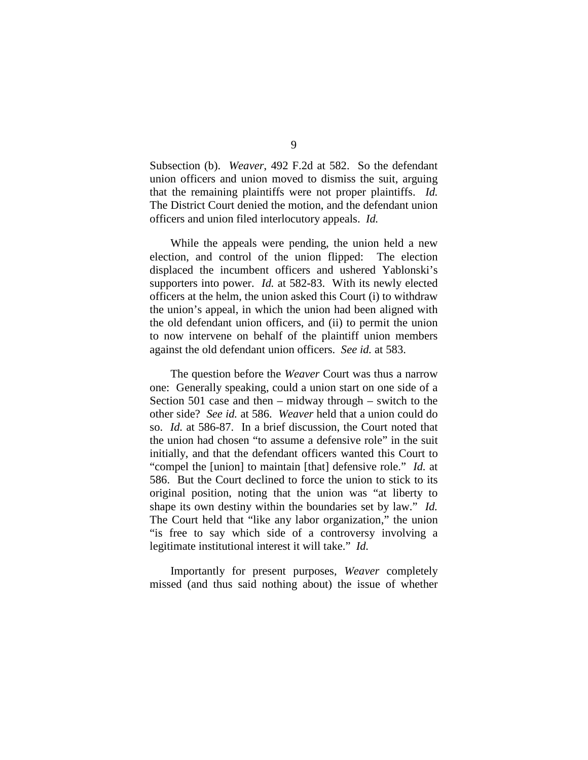Subsection (b). *Weaver*, 492 F.2d at 582. So the defendant union officers and union moved to dismiss the suit, arguing that the remaining plaintiffs were not proper plaintiffs. *Id.* The District Court denied the motion, and the defendant union officers and union filed interlocutory appeals. *Id.*

While the appeals were pending, the union held a new election, and control of the union flipped: The election displaced the incumbent officers and ushered Yablonski's supporters into power. *Id.* at 582-83. With its newly elected officers at the helm, the union asked this Court (i) to withdraw the union's appeal, in which the union had been aligned with the old defendant union officers, and (ii) to permit the union to now intervene on behalf of the plaintiff union members against the old defendant union officers. *See id.* at 583.

The question before the *Weaver* Court was thus a narrow one: Generally speaking, could a union start on one side of a Section 501 case and then – midway through – switch to the other side? *See id.* at 586. *Weaver* held that a union could do so. *Id.* at 586-87. In a brief discussion, the Court noted that the union had chosen "to assume a defensive role" in the suit initially, and that the defendant officers wanted this Court to "compel the [union] to maintain [that] defensive role." *Id.* at 586. But the Court declined to force the union to stick to its original position, noting that the union was "at liberty to shape its own destiny within the boundaries set by law." *Id.* The Court held that "like any labor organization," the union "is free to say which side of a controversy involving a legitimate institutional interest it will take." *Id.*

Importantly for present purposes, *Weaver* completely missed (and thus said nothing about) the issue of whether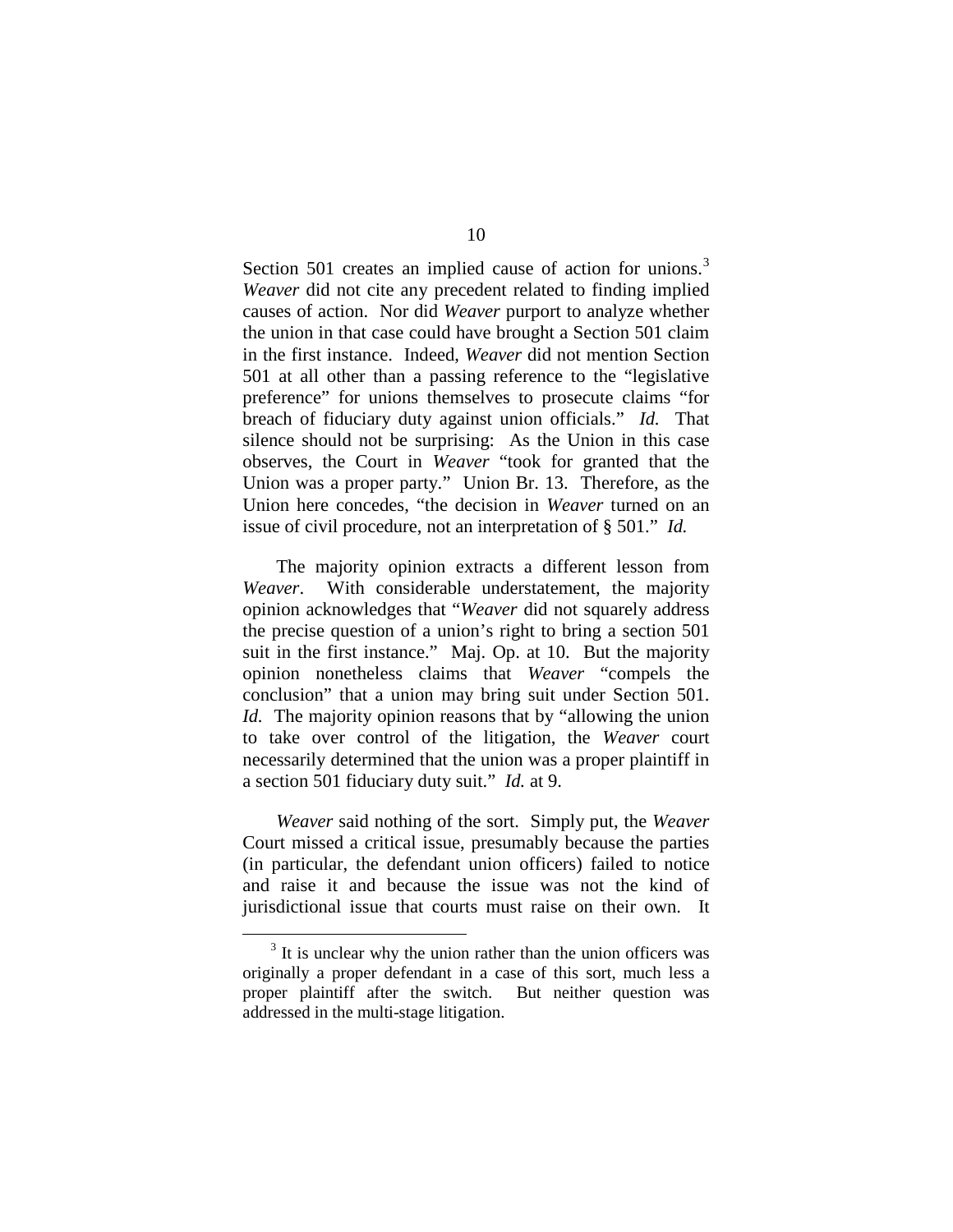Section 501 creates an implied cause of action for unions.[3] *Weaver* did not cite any precedent related to finding implied causes of action. Nor did *Weaver* purport to analyze whether the union in that case could have brought a Section 501 claim in the first instance. Indeed, *Weaver* did not mention Section 501 at all other than a passing reference to the "legislative preference" for unions themselves to prosecute claims "for breach of fiduciary duty against union officials." *Id.* That silence should not be surprising: As the Union in this case observes, the Court in *Weaver* "took for granted that the Union was a proper party." Union Br. 13. Therefore, as the Union here concedes, "the decision in *Weaver* turned on an issue of civil procedure, not an interpretation of § 501." *Id.*

The majority opinion extracts a different lesson from *Weaver*. With considerable understatement, the majority opinion acknowledges that "*Weaver* did not squarely address the precise question of a union's right to bring a section 501 suit in the first instance." Maj. Op. at 10. But the majority opinion nonetheless claims that *Weaver* "compels the conclusion" that a union may bring suit under Section 501. *Id.* The majority opinion reasons that by "allowing the union to take over control of the litigation, the *Weaver* court necessarily determined that the union was a proper plaintiff in a section 501 fiduciary duty suit." *Id.* at 9.

*Weaver* said nothing of the sort. Simply put, the *Weaver* Court missed a critical issue, presumably because the parties (in particular, the defendant union officers) failed to notice and raise it and because the issue was not the kind of jurisdictional issue that courts must raise on their own. It

[3] It is unclear why the union rather than the union officers was originally a proper defendant in a case of this sort, much less a proper plaintiff after the switch. But neither question was addressed in the multi-stage litigation.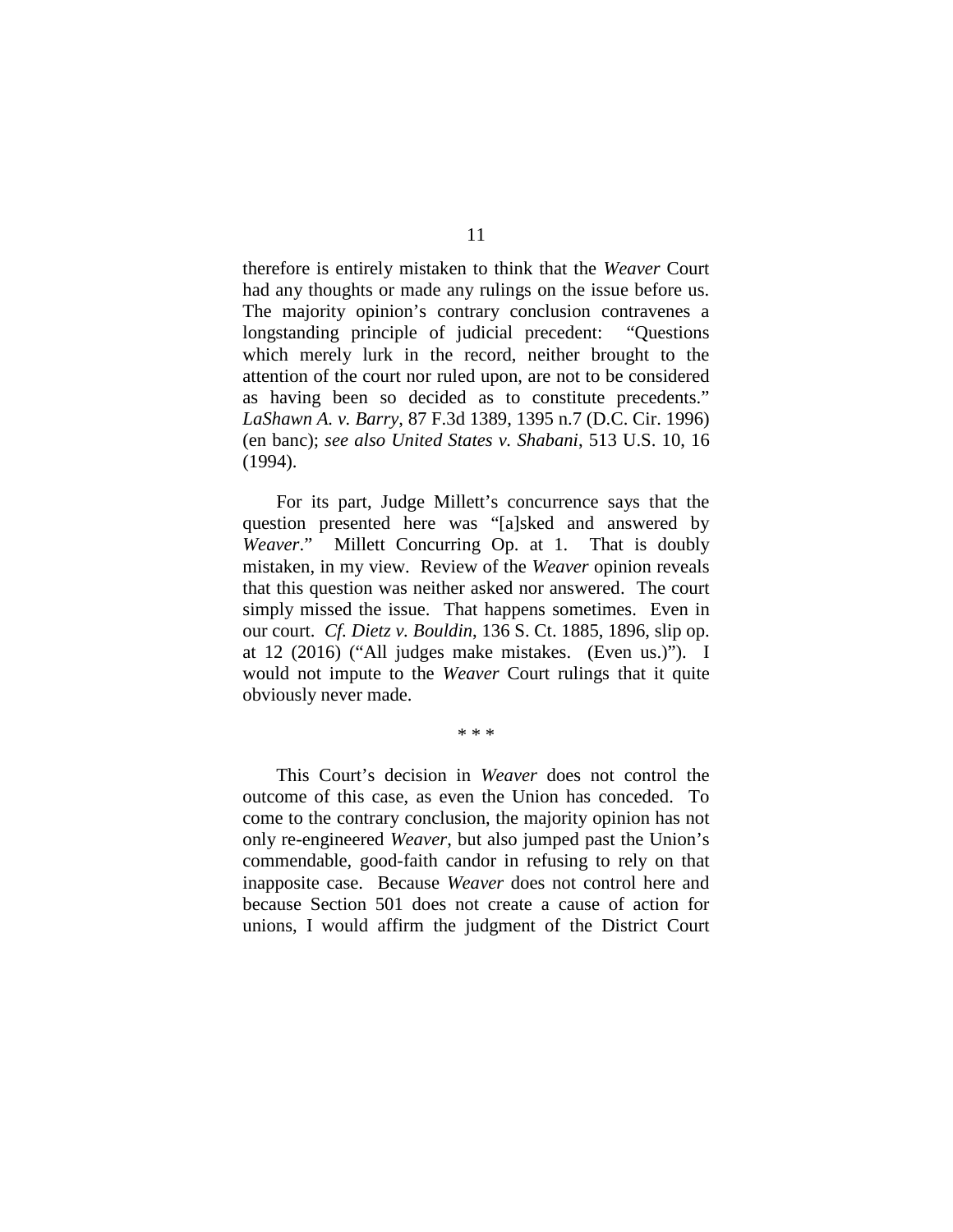therefore is entirely mistaken to think that the *Weaver* Court had any thoughts or made any rulings on the issue before us. The majority opinion's contrary conclusion contravenes a longstanding principle of judicial precedent: "Questions which merely lurk in the record, neither brought to the attention of the court nor ruled upon, are not to be considered as having been so decided as to constitute precedents." *LaShawn A. v. Barry*, 87 F.3d 1389, 1395 n.7 (D.C. Cir. 1996) (en banc); *see also United States v. Shabani*, 513 U.S. 10, 16 (1994).

For its part, Judge Millett's concurrence says that the question presented here was "[a]sked and answered by *Weaver*." Millett Concurring Op. at 1. That is doubly mistaken, in my view. Review of the *Weaver* opinion reveals that this question was neither asked nor answered. The court simply missed the issue. That happens sometimes. Even in our court. *Cf. Dietz v. Bouldin*, 136 S. Ct. 1885, 1896, slip op. at 12 (2016) ("All judges make mistakes. (Even us.)"). I would not impute to the *Weaver* Court rulings that it quite obviously never made.

\* \* \*

This Court's decision in *Weaver* does not control the outcome of this case, as even the Union has conceded. To come to the contrary conclusion, the majority opinion has not only re-engineered *Weaver*, but also jumped past the Union's commendable, good-faith candor in refusing to rely on that inapposite case. Because *Weaver* does not control here and because Section 501 does not create a cause of action for unions, I would affirm the judgment of the District Court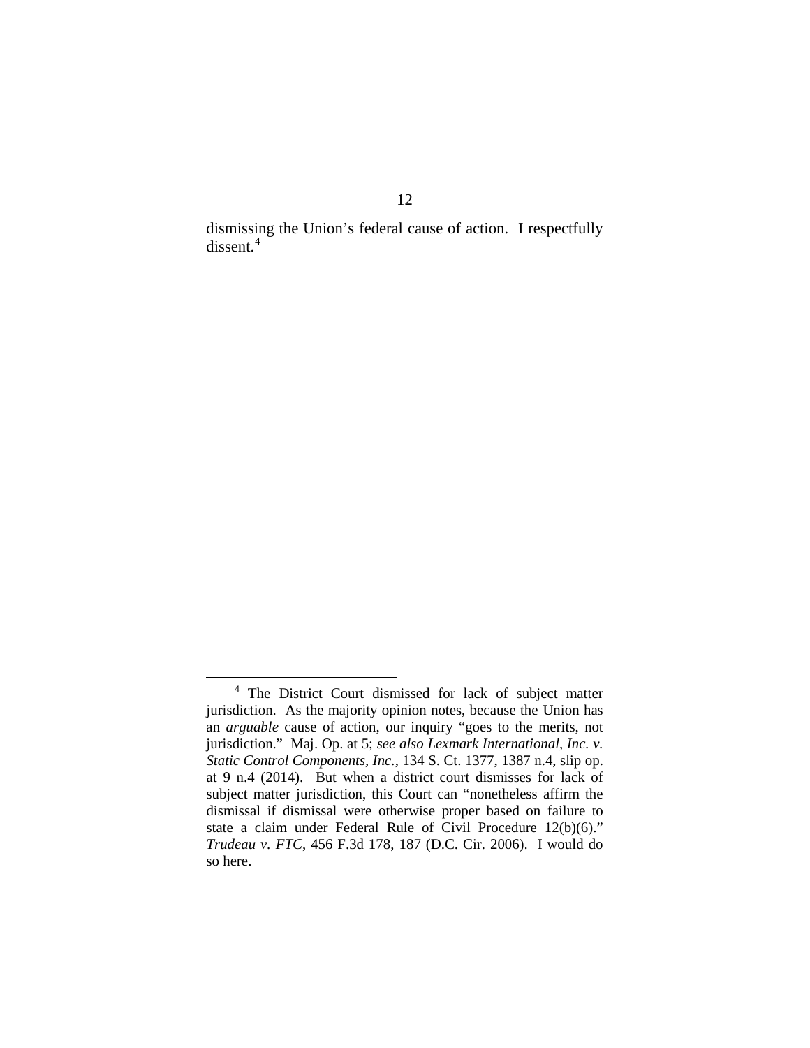dismissing the Union's federal cause of action. I respectfully dissent.[4]

---

[4] The District Court dismissed for lack of subject matter jurisdiction. As the majority opinion notes, because the Union has an *arguable* cause of action, our inquiry "goes to the merits, not jurisdiction." Maj. Op. at 5; *see also Lexmark International, Inc. v. Static Control Components, Inc.*, 134 S. Ct. 1377, 1387 n.4, slip op. at 9 n.4 (2014). But when a district court dismisses for lack of subject matter jurisdiction, this Court can "nonetheless affirm the dismissal if dismissal were otherwise proper based on failure to state a claim under Federal Rule of Civil Procedure 12(b)(6)." *Trudeau v. FTC*, 456 F.3d 178, 187 (D.C. Cir. 2006). I would do so here.